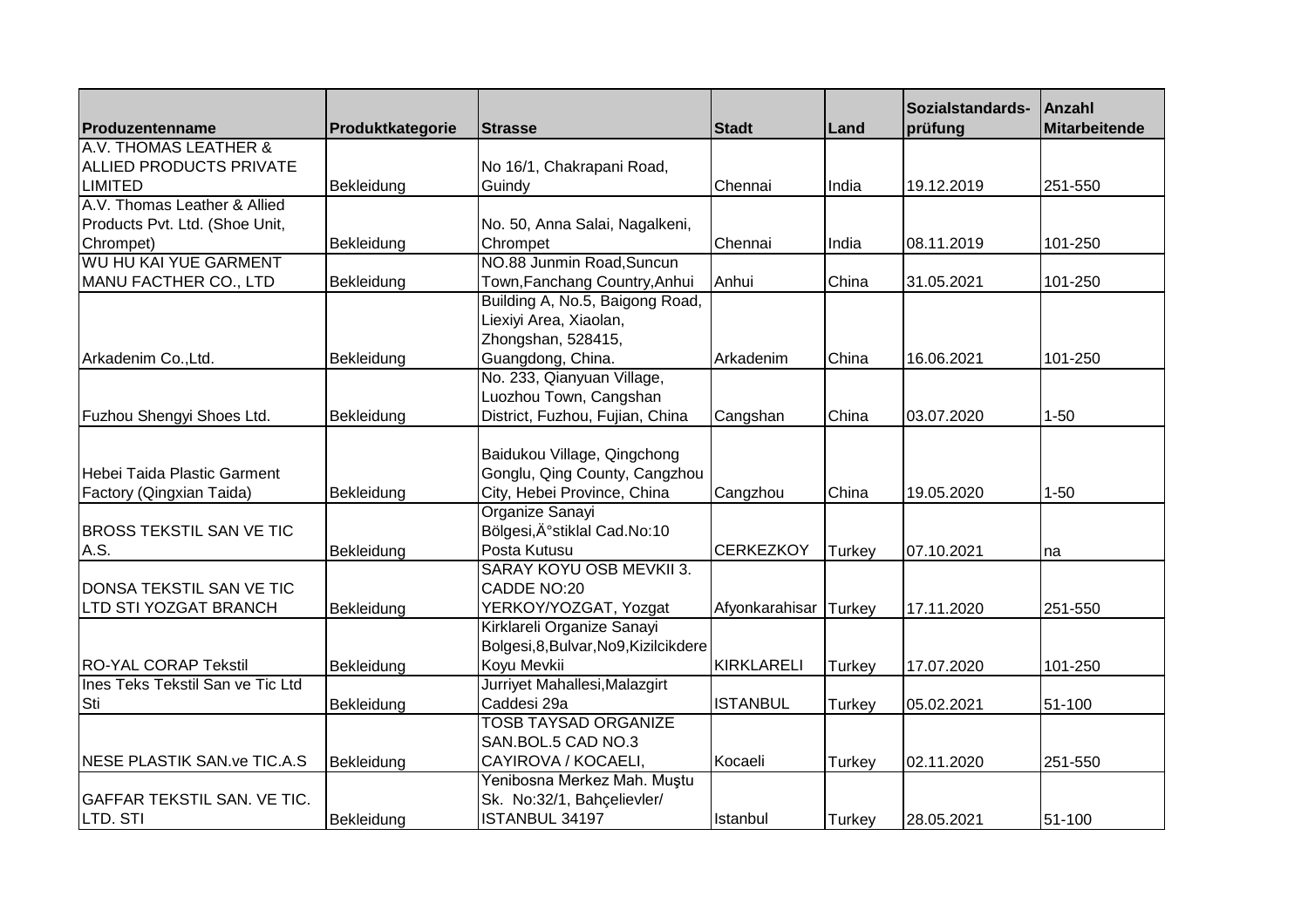| Produzentenname | Produktkategorie | Strasse | Stadt | Land | Sozialstandards-prüfung | Anzahl Mitarbeitende |
|---|---|---|---|---|---|---|
| A.V. THOMAS LEATHER & ALLIED PRODUCTS PRIVATE LIMITED | Bekleidung | No 16/1, Chakrapani Road, Guindy | Chennai | India | 19.12.2019 | 251-550 |
| A.V. Thomas Leather & Allied Products Pvt. Ltd. (Shoe Unit, Chrompet) | Bekleidung | No. 50, Anna Salai, Nagalkeni, Chrompet | Chennai | India | 08.11.2019 | 101-250 |
| WU HU KAI YUE GARMENT MANU FACTHER CO., LTD | Bekleidung | NO.88 Junmin Road,Suncun Town,Fanchang Country,Anhui | Anhui | China | 31.05.2021 | 101-250 |
| Arkadenim Co.,Ltd. | Bekleidung | Building A, No.5, Baigong Road, Liexiyi Area, Xiaolan, Zhongshan, 528415, Guangdong, China. | Arkadenim | China | 16.06.2021 | 101-250 |
| Fuzhou Shengyi Shoes Ltd. | Bekleidung | No. 233, Qianyuan Village, Luozhou Town, Cangshan District, Fuzhou, Fujian, China | Cangshan | China | 03.07.2020 | 1-50 |
| Hebei Taida Plastic Garment Factory (Qingxian Taida) | Bekleidung | Baidukou Village, Qingchong Gonglu, Qing County, Cangzhou City, Hebei Province, China | Cangzhou | China | 19.05.2020 | 1-50 |
| BROSS TEKSTIL SAN VE TIC A.S. | Bekleidung | Organize Sanayi Bölgesi,Ä°stiklal Cad.No:10 Posta Kutusu | CERKEZKOY | Turkey | 07.10.2021 | na |
| DONSA TEKSTIL SAN VE TIC LTD STI YOZGAT BRANCH | Bekleidung | SARAY KOYU OSB MEVKII 3. CADDE NO:20 YERKOY/YOZGAT, Yozgat | Afyonkarahisar | Turkey | 17.11.2020 | 251-550 |
| RO-YAL CORAP Tekstil | Bekleidung | Kirklareli Organize Sanayi Bolgesi,8,Bulvar,No9,Kizilcikdere Koyu Mevkii | KIRKLARELI | Turkey | 17.07.2020 | 101-250 |
| Ines Teks Tekstil San ve Tic Ltd Sti | Bekleidung | Jurriyet Mahallesi,Malazgirt Caddesi 29a | ISTANBUL | Turkey | 05.02.2021 | 51-100 |
| NESE PLASTIK SAN.ve TIC.A.S | Bekleidung | TOSB TAYSAD ORGANIZE SAN.BOL.5 CAD NO.3 CAYIROVA / KOCAELI, | Kocaeli | Turkey | 02.11.2020 | 251-550 |
| GAFFAR TEKSTIL SAN. VE TIC. LTD. STI | Bekleidung | Yenibosna Merkez Mah. Muştu Sk. No:32/1, Bahçelievler/ ISTANBUL 34197 | Istanbul | Turkey | 28.05.2021 | 51-100 |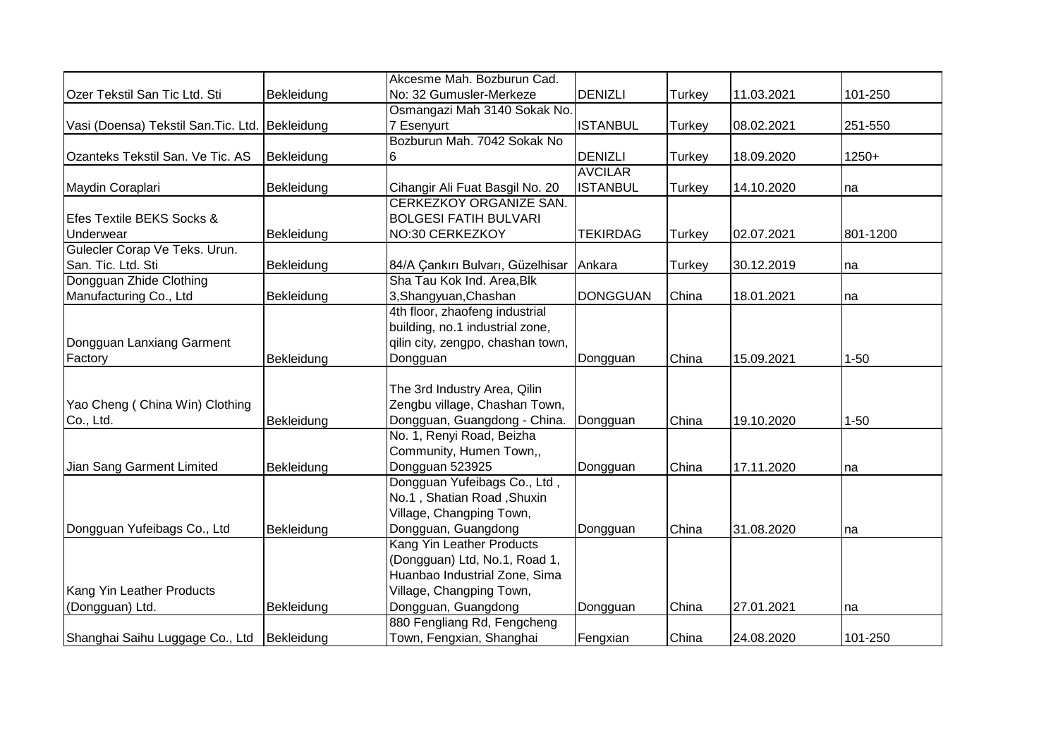| | | | | | | |
|---|---|---|---|---|---|---|
| Ozer Tekstil San Tic Ltd. Sti | Bekleidung | Akcesme Mah. Bozburun Cad. No: 32 Gumusler-Merkeze | DENIZLI | Turkey | 11.03.2021 | 101-250 |
| Vasi (Doensa) Tekstil San.Tic. Ltd. | Bekleidung | Osmangazi Mah 3140 Sokak No. 7 Esenyurt | ISTANBUL | Turkey | 08.02.2021 | 251-550 |
| Ozanteks Tekstil San. Ve Tic. AS | Bekleidung | Bozburun Mah. 7042 Sokak No 6 | DENIZLI | Turkey | 18.09.2020 | 1250+ |
| Maydin Coraplari | Bekleidung | Cihangir Ali Fuat Basgil No. 20 | AVCILAR ISTANBUL | Turkey | 14.10.2020 | na |
| Efes Textile BEKS Socks & Underwear | Bekleidung | CERKEZKOY ORGANIZE SAN. BOLGESI FATIH BULVARI NO:30 CERKEZKOY | TEKIRDAG | Turkey | 02.07.2021 | 801-1200 |
| Gulecler Corap Ve Teks. Urun. San. Tic. Ltd. Sti | Bekleidung | 84/A Çankırı Bulvarı, Güzelhisar | Ankara | Turkey | 30.12.2019 | na |
| Dongguan Zhide Clothing Manufacturing Co., Ltd | Bekleidung | Sha Tau Kok Ind. Area,Blk 3,Shangyuan,Chashan | DONGGUAN | China | 18.01.2021 | na |
| Dongguan Lanxiang Garment Factory | Bekleidung | 4th floor, zhaofeng industrial building, no.1 industrial zone, qilin city, zengpo, chashan town, Dongguan | Dongguan | China | 15.09.2021 | 1-50 |
| Yao Cheng ( China Win) Clothing Co., Ltd. | Bekleidung | The 3rd Industry Area, Qilin Zengbu village, Chashan Town, Dongguan, Guangdong - China. | Dongguan | China | 19.10.2020 | 1-50 |
| Jian Sang Garment Limited | Bekleidung | No. 1, Renyi Road, Beizha Community, Humen Town,, Dongguan 523925 | Dongguan | China | 17.11.2020 | na |
| Dongguan Yufeibags Co., Ltd | Bekleidung | Dongguan Yufeibags Co., Ltd , No.1 , Shatian Road ,Shuxin Village, Changping Town, Dongguan, Guangdong | Dongguan | China | 31.08.2020 | na |
| Kang Yin Leather Products (Dongguan) Ltd. | Bekleidung | Kang Yin Leather Products (Dongguan) Ltd, No.1, Road 1, Huanbao Industrial Zone, Sima Village, Changping Town, Dongguan, Guangdong | Dongguan | China | 27.01.2021 | na |
| Shanghai Saihu Luggage Co., Ltd | Bekleidung | 880 Fengliang Rd, Fengcheng Town, Fengxian, Shanghai | Fengxian | China | 24.08.2020 | 101-250 |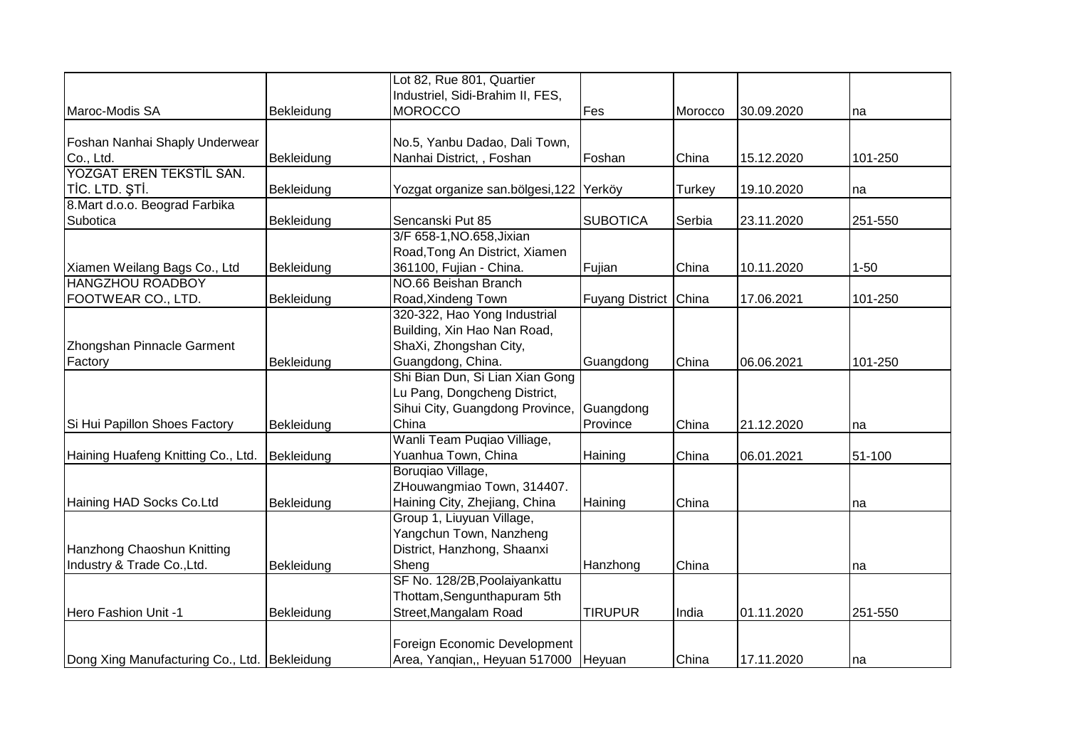|  |  |  |  |  |  |  |
|---|---|---|---|---|---|---|
| Maroc-Modis SA | Bekleidung | Lot 82, Rue 801, Quartier Industriel, Sidi-Brahim II, FES, MOROCCO | Fes | Morocco | 30.09.2020 | na |
| Foshan Nanhai Shaply Underwear Co., Ltd. | Bekleidung | No.5, Yanbu Dadao, Dali Town, Nanhai District, , Foshan | Foshan | China | 15.12.2020 | 101-250 |
| YOZGAT EREN TEKSTİL SAN. TİC. LTD. ŞTİ. | Bekleidung | Yozgat organize san.bölgesi,122 | Yerköy | Turkey | 19.10.2020 | na |
| 8.Mart d.o.o. Beograd Farbika Subotica | Bekleidung | Sencanski Put 85 | SUBOTICA | Serbia | 23.11.2020 | 251-550 |
| Xiamen Weilang Bags Co., Ltd | Bekleidung | 3/F 658-1,NO.658,Jixian Road,Tong An District, Xiamen 361100, Fujian - China. | Fujian | China | 10.11.2020 | 1-50 |
| HANGZHOU ROADBOY FOOTWEAR CO., LTD. | Bekleidung | NO.66 Beishan Branch Road,Xindeng Town | Fuyang District | China | 17.06.2021 | 101-250 |
| Zhongshan Pinnacle Garment Factory | Bekleidung | 320-322, Hao Yong Industrial Building, Xin Hao Nan Road, ShaXi, Zhongshan City, Guangdong, China. | Guangdong | China | 06.06.2021 | 101-250 |
| Si Hui Papillon Shoes Factory | Bekleidung | Shi Bian Dun, Si Lian Xian Gong Lu Pang, Dongcheng District, Sihui City, Guangdong Province, China | Guangdong Province | China | 21.12.2020 | na |
| Haining Huafeng Knitting Co., Ltd. | Bekleidung | Wanli Team Puqiao Villiage, Yuanhua Town, China | Haining | China | 06.01.2021 | 51-100 |
| Haining HAD Socks Co.Ltd | Bekleidung | Boruqiao Village, ZHouwangmiao Town, 314407. Haining City, Zhejiang, China | Haining | China |  | na |
| Hanzhong Chaoshun Knitting Industry & Trade Co.,Ltd. | Bekleidung | Group 1, Liuyuan Village, Yangchun Town, Nanzheng District, Hanzhong, Shaanxi Sheng | Hanzhong | China |  | na |
| Hero Fashion Unit -1 | Bekleidung | SF No. 128/2B,Poolaiyankattu Thottam,Sengunthapuram 5th Street,Mangalam Road | TIRUPUR | India | 01.11.2020 | 251-550 |
| Dong Xing Manufacturing Co., Ltd. | Bekleidung | Foreign Economic Development Area, Yanqian,, Heyuan 517000 | Heyuan | China | 17.11.2020 | na |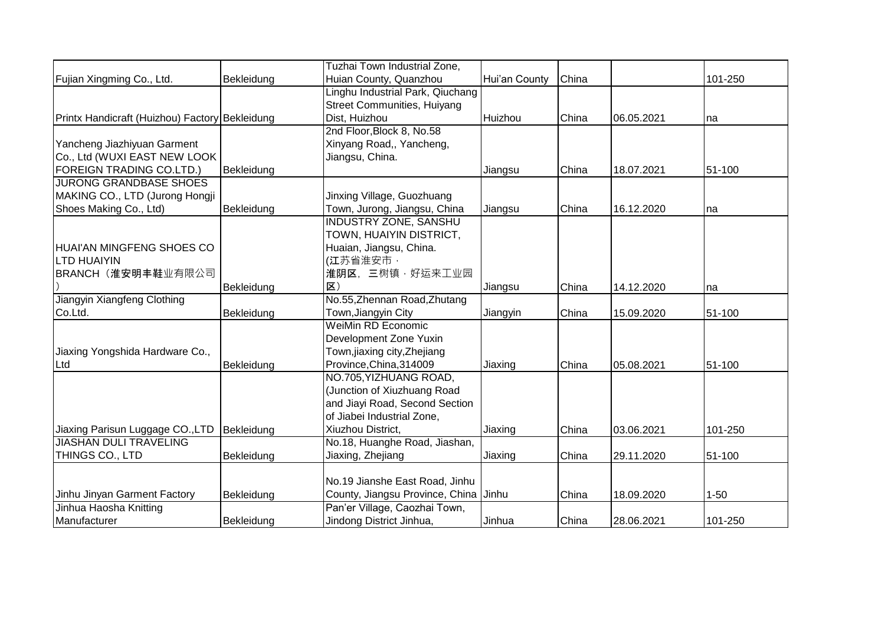| | | | | | | |
|---|---|---|---|---|---|---|
| Fujian Xingming Co., Ltd. | Bekleidung | Tuzhai Town Industrial Zone, Huian County, Quanzhou | Hui'an County | China | | 101-250 |
| Printx Handicraft (Huizhou) Factory | Bekleidung | Linghu Industrial Park, Qiuchang Street Communities, Huiyang Dist, Huizhou | Huizhou | China | 06.05.2021 | na |
| Yancheng Jiazhiyuan Garment Co., Ltd (WUXI EAST NEW LOOK FOREIGN TRADING CO.LTD.) | Bekleidung | 2nd Floor,Block 8, No.58 Xinyang Road,, Yancheng, Jiangsu, China. | Jiangsu | China | 18.07.2021 | 51-100 |
| JURONG GRANDBASE SHOES MAKING CO., LTD (Jurong Hongji Shoes Making Co., Ltd) | Bekleidung | Jinxing Village, Guozhuang Town, Jurong, Jiangsu, China | Jiangsu | China | 16.12.2020 | na |
| HUAI'AN MINGFENG SHOES CO LTD HUAIYIN BRANCH（淮安明丰鞋业有限公司） | Bekleidung | INDUSTRY ZONE, SANSHU TOWN, HUAIYIN DISTRICT, Huaian, Jiangsu, China. (江苏省淮安市，淮阴区，三树镇，好运来工业园区） | Jiangsu | China | 14.12.2020 | na |
| Jiangyin Xiangfeng Clothing Co.Ltd. | Bekleidung | No.55,Zhennan Road,Zhutang Town,Jiangyin City | Jiangyin | China | 15.09.2020 | 51-100 |
| Jiaxing Yongshida Hardware Co., Ltd | Bekleidung | WeiMin RD Economic Development Zone Yuxin Town,jiaxing city,Zhejiang Province,China,314009 | Jiaxing | China | 05.08.2021 | 51-100 |
| Jiaxing Parisun Luggage CO.,LTD | Bekleidung | NO.705,YIZHUANG ROAD, (Junction of Xiuzhuang Road and Jiayi Road, Second Section of Jiabei Industrial Zone, Xiuzhou District, | Jiaxing | China | 03.06.2021 | 101-250 |
| JIASHAN DULI TRAVELING THINGS CO., LTD | Bekleidung | No.18, Huanghe Road, Jiashan, Jiaxing, Zhejiang | Jiaxing | China | 29.11.2020 | 51-100 |
| Jinhu Jinyan Garment Factory | Bekleidung | No.19 Jianshe East Road, Jinhu County, Jiangsu Province, China | Jinhu | China | 18.09.2020 | 1-50 |
| Jinhua Haosha Knitting Manufacturer | Bekleidung | Pan'er Village, Caozhai Town, Jindong District Jinhua, | Jinhua | China | 28.06.2021 | 101-250 |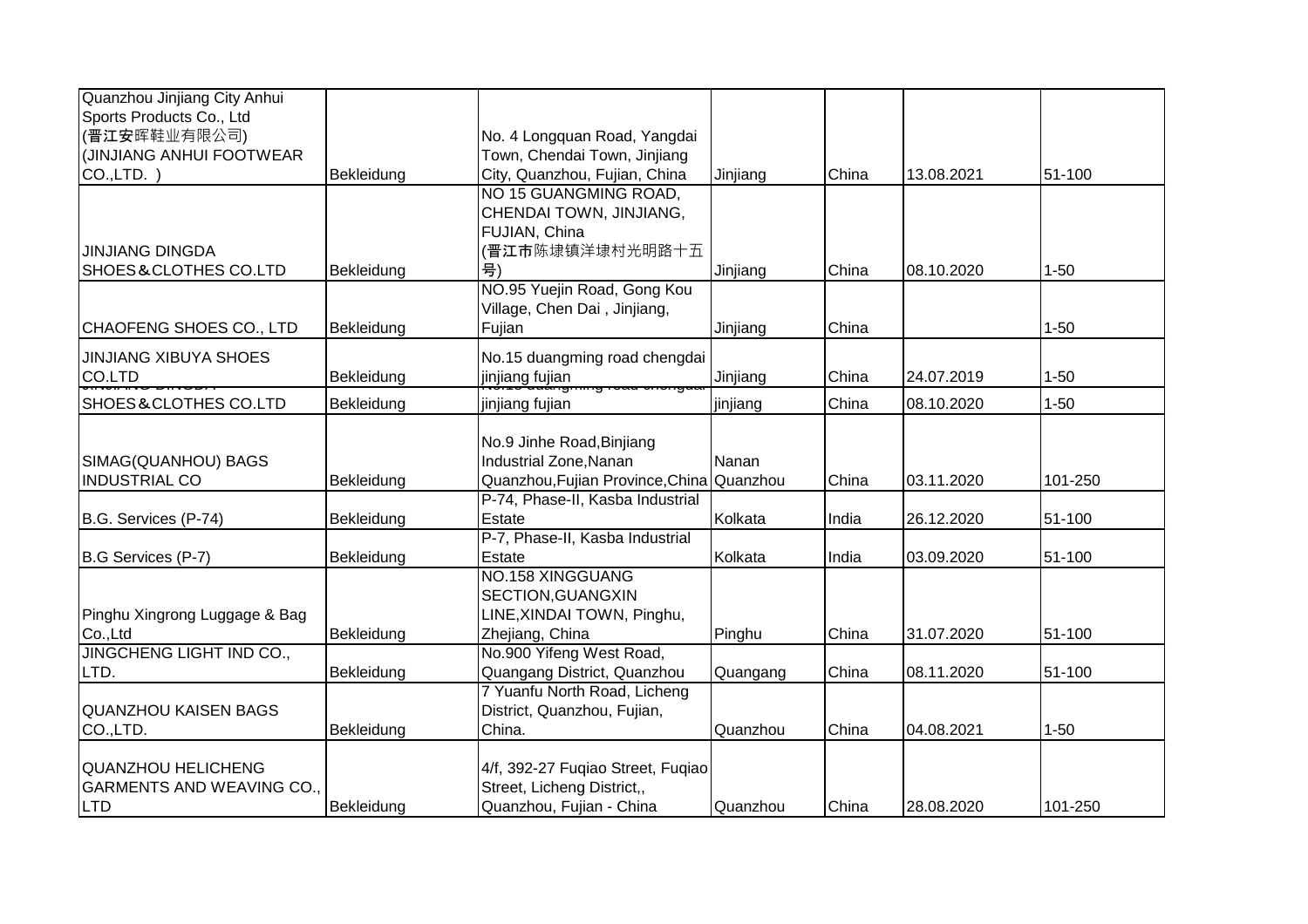| | | | | | | |
|---|---|---|---|---|---|---|
| Quanzhou Jinjiang City Anhui Sports Products Co., Ltd (晋江安晖鞋业有限公司) (JINJIANG ANHUI FOOTWEAR CO.,LTD. ) | Bekleidung | No. 4 Longquan Road, Yangdai Town, Chendai Town, Jinjiang City, Quanzhou, Fujian, China | Jinjiang | China | 13.08.2021 | 51-100 |
| JINJIANG DINGDA SHOES&CLOTHES CO.LTD | Bekleidung | NO 15 GUANGMING ROAD, CHENDAI TOWN, JINJIANG, FUJIAN, China (晋江市陈埭镇洋埭村光明路十五号) | Jinjiang | China | 08.10.2020 | 1-50 |
| CHAOFENG SHOES CO., LTD | Bekleidung | NO.95 Yuejin Road, Gong Kou Village, Chen Dai , Jinjiang, Fujian | Jinjiang | China | | 1-50 |
| JINJIANG XIBUYA SHOES CO.LTD | Bekleidung | No.15 duangming road chengdai jinjiang fujian | Jinjiang | China | 24.07.2019 | 1-50 |
| JINJIANG DINGDA SHOES&CLOTHES CO.LTD | Bekleidung | No.15 duangming road chengdai jinjiang fujian | jinjiang | China | 08.10.2020 | 1-50 |
| SIMAG(QUANHOU) BAGS INDUSTRIAL CO | Bekleidung | No.9 Jinhe Road,Binjiang Industrial Zone,Nanan Quanzhou,Fujian Province,China | Nanan Quanzhou | China | 03.11.2020 | 101-250 |
| B.G. Services (P-74) | Bekleidung | P-74, Phase-II, Kasba Industrial Estate | Kolkata | India | 26.12.2020 | 51-100 |
| B.G Services (P-7) | Bekleidung | P-7, Phase-II, Kasba Industrial Estate | Kolkata | India | 03.09.2020 | 51-100 |
| Pinghu Xingrong Luggage & Bag Co.,Ltd | Bekleidung | NO.158 XINGGUANG SECTION,GUANGXIN LINE,XINDAI TOWN, Pinghu, Zhejiang, China | Pinghu | China | 31.07.2020 | 51-100 |
| JINGCHENG LIGHT IND CO., LTD. | Bekleidung | No.900 Yifeng West Road, Quangang District, Quanzhou | Quangang | China | 08.11.2020 | 51-100 |
| QUANZHOU KAISEN BAGS CO.,LTD. | Bekleidung | 7 Yuanfu North Road, Licheng District, Quanzhou, Fujian, China. | Quanzhou | China | 04.08.2021 | 1-50 |
| QUANZHOU HELICHENG GARMENTS AND WEAVING CO., LTD | Bekleidung | 4/f, 392-27 Fuqiao Street, Fuqiao Street, Licheng District,, Quanzhou, Fujian - China | Quanzhou | China | 28.08.2020 | 101-250 |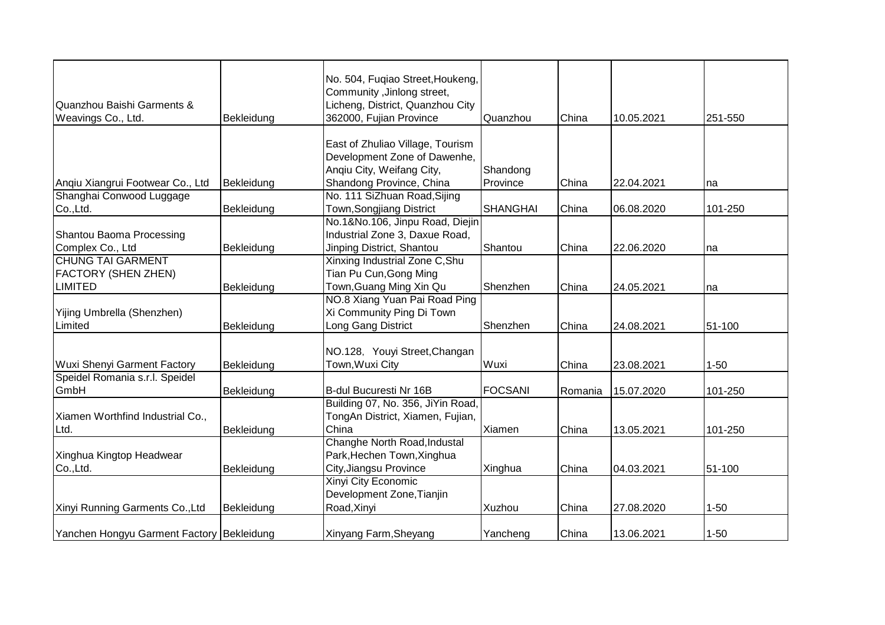| | | | | | | |
|---|---|---|---|---|---|---|
| Quanzhou Baishi Garments & Weavings Co., Ltd. | Bekleidung | No. 504, Fuqiao Street,Houkeng, Community ,Jinlong street, Licheng, District, Quanzhou City 362000, Fujian Province | Quanzhou | China | 10.05.2021 | 251-550 |
| Anqiu Xiangrui Footwear Co., Ltd | Bekleidung | East of Zhuliao Village, Tourism Development Zone of Dawenhe, Anqiu City, Weifang City, Shandong Province, China | Shandong Province | China | 22.04.2021 | na |
| Shanghai Conwood Luggage Co.,Ltd. | Bekleidung | No. 111 SiZhuan Road,Sijing Town,Songjiang District | SHANGHAI | China | 06.08.2020 | 101-250 |
| Shantou Baoma Processing Complex Co., Ltd | Bekleidung | No.1&No.106, Jinpu Road, Diejin Industrial Zone 3, Daxue Road, Jinping District, Shantou | Shantou | China | 22.06.2020 | na |
| CHUNG TAI GARMENT FACTORY (SHEN ZHEN) LIMITED | Bekleidung | Xinxing Industrial Zone C,Shu Tian Pu Cun,Gong Ming Town,Guang Ming Xin Qu | Shenzhen | China | 24.05.2021 | na |
| Yijing Umbrella (Shenzhen) Limited | Bekleidung | NO.8 Xiang Yuan Pai Road Ping Xi Community Ping Di Town Long Gang District | Shenzhen | China | 24.08.2021 | 51-100 |
| Wuxi Shenyi Garment Factory | Bekleidung | NO.128, Youyi Street,Changan Town,Wuxi City | Wuxi | China | 23.08.2021 | 1-50 |
| Speidel Romania s.r.l. Speidel GmbH | Bekleidung | B-dul Bucuresti Nr 16B | FOCSANI | Romania | 15.07.2020 | 101-250 |
| Xiamen Worthfind Industrial Co., Ltd. | Bekleidung | Building 07, No. 356, JiYin Road, TongAn District, Xiamen, Fujian, China | Xiamen | China | 13.05.2021 | 101-250 |
| Xinghua Kingtop Headwear Co.,Ltd. | Bekleidung | Changhe North Road,Industal Park,Hechen Town,Xinghua City,Jiangsu Province | Xinghua | China | 04.03.2021 | 51-100 |
| Xinyi Running Garments Co.,Ltd | Bekleidung | Xinyi City Economic Development Zone,Tianjin Road,Xinyi | Xuzhou | China | 27.08.2020 | 1-50 |
| Yanchen Hongyu Garment Factory | Bekleidung | Xinyang Farm,Sheyang | Yancheng | China | 13.06.2021 | 1-50 |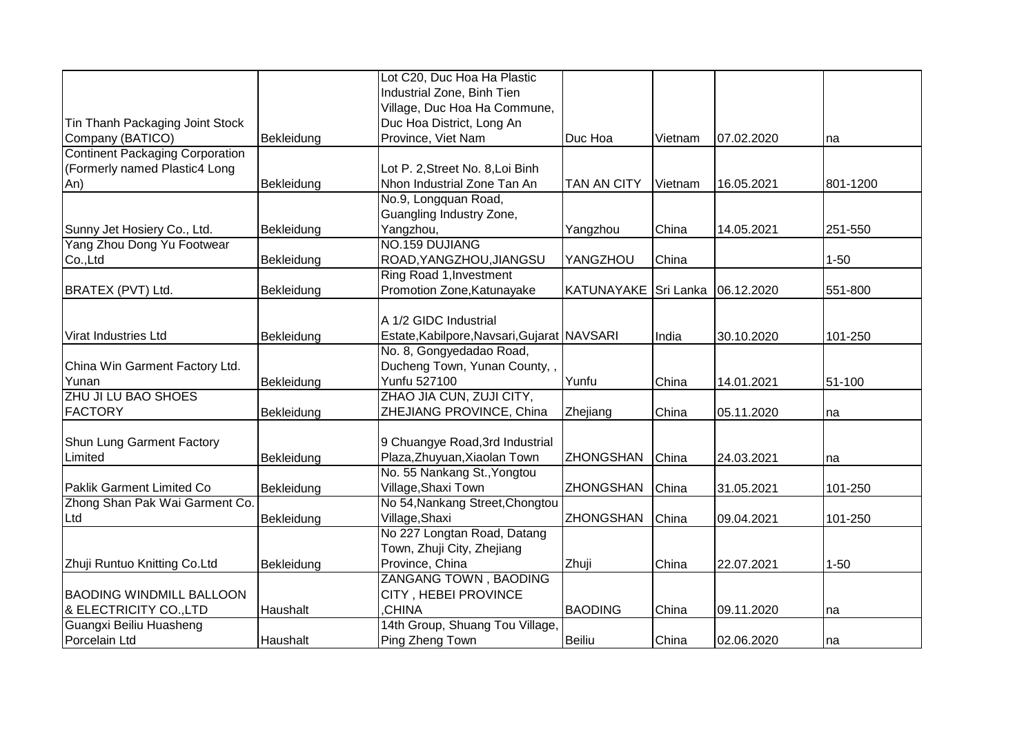| | | | | | | |
|---|---|---|---|---|---|---|
| Tin Thanh Packaging Joint Stock Company (BATICO) | Bekleidung | Lot C20, Duc Hoa Ha Plastic Industrial Zone, Binh Tien Village, Duc Hoa Ha Commune, Duc Hoa District, Long An Province, Viet Nam | Duc Hoa | Vietnam | 07.02.2020 | na |
| Continent Packaging Corporation (Formerly named Plastic4 Long An) | Bekleidung | Lot P. 2,Street No. 8,Loi Binh Nhon Industrial Zone Tan An | TAN AN CITY | Vietnam | 16.05.2021 | 801-1200 |
| Sunny Jet Hosiery Co., Ltd. | Bekleidung | No.9, Longquan Road, Guangling Industry Zone, Yangzhou, | Yangzhou | China | 14.05.2021 | 251-550 |
| Yang Zhou Dong Yu Footwear Co.,Ltd | Bekleidung | NO.159 DUJIANG ROAD,YANGZHOU,JIANGSU | YANGZHOU | China | | 1-50 |
| BRATEX (PVT) Ltd. | Bekleidung | Ring Road 1,Investment Promotion Zone,Katunayake | KATUNAYAKE | Sri Lanka | 06.12.2020 | 551-800 |
| Virat Industries Ltd | Bekleidung | A 1/2 GIDC Industrial Estate,Kabilpore,Navsari,Gujarat | NAVSARI | India | 30.10.2020 | 101-250 |
| China Win Garment Factory Ltd. Yunan | Bekleidung | No. 8, Gongyedadao Road, Ducheng Town, Yunan County, , Yunfu 527100 | Yunfu | China | 14.01.2021 | 51-100 |
| ZHU JI LU BAO SHOES FACTORY | Bekleidung | ZHAO JIA CUN, ZUJI CITY, ZHEJIANG PROVINCE, China | Zhejiang | China | 05.11.2020 | na |
| Shun Lung Garment Factory Limited | Bekleidung | 9 Chuangye Road,3rd Industrial Plaza,Zhuyuan,Xiaolan Town | ZHONGSHAN | China | 24.03.2021 | na |
| Paklik Garment Limited Co | Bekleidung | No. 55 Nankang St.,Yongtou Village,Shaxi Town | ZHONGSHAN | China | 31.05.2021 | 101-250 |
| Zhong Shan Pak Wai Garment Co. Ltd | Bekleidung | No 54,Nankang Street,Chongtou Village,Shaxi | ZHONGSHAN | China | 09.04.2021 | 101-250 |
| Zhuji Runtuo Knitting Co.Ltd | Bekleidung | No 227 Longtan Road, Datang Town, Zhuji City, Zhejiang Province, China | Zhuji | China | 22.07.2021 | 1-50 |
| BAODING WINDMILL BALLOON & ELECTRICITY CO.,LTD | Haushalt | ZANGANG TOWN , BAODING CITY , HEBEI PROVINCE ,CHINA | BAODING | China | 09.11.2020 | na |
| Guangxi Beiliu Huasheng Porcelain Ltd | Haushalt | 14th Group, Shuang Tou Village, Ping Zheng Town | Beiliu | China | 02.06.2020 | na |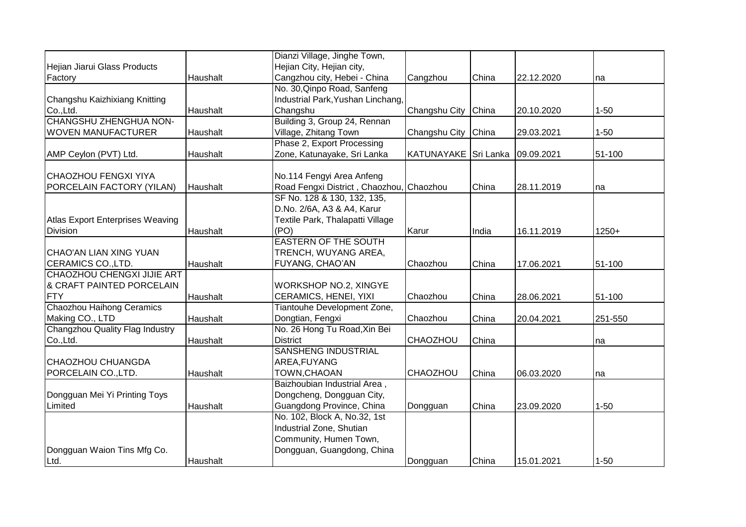| | | | | | | |
|---|---|---|---|---|---|---|
| Hejian Jiarui Glass Products Factory | Haushalt | Dianzi Village, Jinghe Town, Hejian City, Hejian city, Cangzhou city, Hebei - China | Cangzhou | China | 22.12.2020 | na |
| Changshu Kaizhixiang Knitting Co.,Ltd. | Haushalt | No. 30,Qinpo Road, Sanfeng Industrial Park,Yushan Linchang, Changshu | Changshu City | China | 20.10.2020 | 1-50 |
| CHANGSHU ZHENGHUA NON-WOVEN MANUFACTURER | Haushalt | Building 3, Group 24, Rennan Village, Zhitang Town | Changshu City | China | 29.03.2021 | 1-50 |
| AMP Ceylon (PVT) Ltd. | Haushalt | Phase 2, Export Processing Zone, Katunayake, Sri Lanka | KATUNAYAKE | Sri Lanka | 09.09.2021 | 51-100 |
| CHAOZHOU FENGXI YIYA PORCELAIN FACTORY (YILAN) | Haushalt | No.114 Fengyi Area Anfeng Road Fengxi District , Chaozhou, | Chaozhou | China | 28.11.2019 | na |
| Atlas Export Enterprises Weaving Division | Haushalt | SF No. 128 & 130, 132, 135, D.No. 2/6A, A3 & A4, Karur Textile Park, Thalapatti Village (PO) | Karur | India | 16.11.2019 | 1250+ |
| CHAO'AN LIAN XING YUAN CERAMICS CO.,LTD. | Haushalt | EASTERN OF THE SOUTH TRENCH, WUYANG AREA, FUYANG, CHAO'AN | Chaozhou | China | 17.06.2021 | 51-100 |
| CHAOZHOU CHENGXI JIJIE ART & CRAFT PAINTED PORCELAIN FTY | Haushalt | WORKSHOP NO.2, XINGYE CERAMICS, HENEI, YIXI | Chaozhou | China | 28.06.2021 | 51-100 |
| Chaozhou Haihong Ceramics Making CO., LTD | Haushalt | Tiantouhe Development Zone, Dongtian, Fengxi | Chaozhou | China | 20.04.2021 | 251-550 |
| Changzhou Quality Flag Industry Co.,Ltd. | Haushalt | No. 26 Hong Tu Road,Xin Bei District | CHAOZHOU | China | | na |
| CHAOZHOU CHUANGDA PORCELAIN CO.,LTD. | Haushalt | SANSHENG INDUSTRIAL AREA,FUYANG TOWN,CHAOAN | CHAOZHOU | China | 06.03.2020 | na |
| Dongguan Mei Yi Printing Toys Limited | Haushalt | Baizhoubian Industrial Area , Dongcheng, Dongguan City, Guangdong Province, China | Dongguan | China | 23.09.2020 | 1-50 |
| Dongguan Waion Tins Mfg Co. Ltd. | Haushalt | No. 102, Block A, No.32, 1st Industrial Zone, Shutian Community, Humen Town, Dongguan, Guangdong, China | Dongguan | China | 15.01.2021 | 1-50 |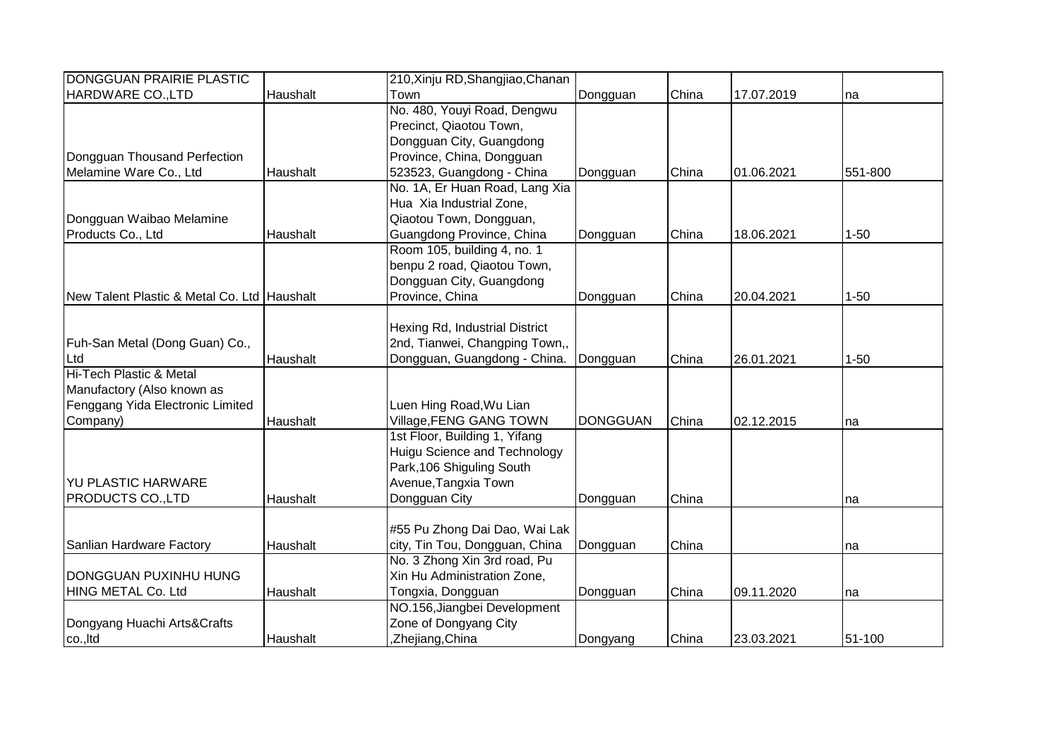| | | | | | | |
|---|---|---|---|---|---|---|
| DONGGUAN PRAIRIE PLASTIC HARDWARE CO.,LTD | Haushalt | 210,Xinju RD,Shangjiao,Chanan Town | Dongguan | China | 17.07.2019 | na |
| Dongguan Thousand Perfection Melamine Ware Co., Ltd | Haushalt | No. 480, Youyi Road, Dengwu Precinct, Qiaotou Town, Dongguan City, Guangdong Province, China, Dongguan 523523, Guangdong - China | Dongguan | China | 01.06.2021 | 551-800 |
| Dongguan Waibao Melamine Products Co., Ltd | Haushalt | No. 1A, Er Huan Road, Lang Xia Hua Xia Industrial Zone, Qiaotou Town, Dongguan, Guangdong Province, China | Dongguan | China | 18.06.2021 | 1-50 |
| New Talent Plastic & Metal Co. Ltd | Haushalt | Room 105, building 4, no. 1 benpu 2 road, Qiaotou Town, Dongguan City, Guangdong Province, China | Dongguan | China | 20.04.2021 | 1-50 |
| Fuh-San Metal (Dong Guan) Co., Ltd | Haushalt | Hexing Rd, Industrial District 2nd, Tianwei, Changping Town,, Dongguan, Guangdong - China. | Dongguan | China | 26.01.2021 | 1-50 |
| Hi-Tech Plastic & Metal Manufactory (Also known as Fenggang Yida Electronic Limited Company) | Haushalt | Luen Hing Road,Wu Lian Village,FENG GANG TOWN | DONGGUAN | China | 02.12.2015 | na |
| YU PLASTIC HARWARE PRODUCTS CO.,LTD | Haushalt | 1st Floor, Building 1, Yifang Huigu Science and Technology Park,106 Shiguling South Avenue,Tangxia Town Dongguan City | Dongguan | China | | na |
| Sanlian Hardware Factory | Haushalt | #55 Pu Zhong Dai Dao, Wai Lak city, Tin Tou, Dongguan, China | Dongguan | China | | na |
| DONGGUAN PUXINHU HUNG HING METAL Co. Ltd | Haushalt | No. 3 Zhong Xin 3rd road, Pu Xin Hu Administration Zone, Tongxia, Dongguan | Dongguan | China | 09.11.2020 | na |
| Dongyang Huachi Arts&Crafts co.,ltd | Haushalt | NO.156,Jiangbei Development Zone of Dongyang City ,Zhejiang,China | Dongyang | China | 23.03.2021 | 51-100 |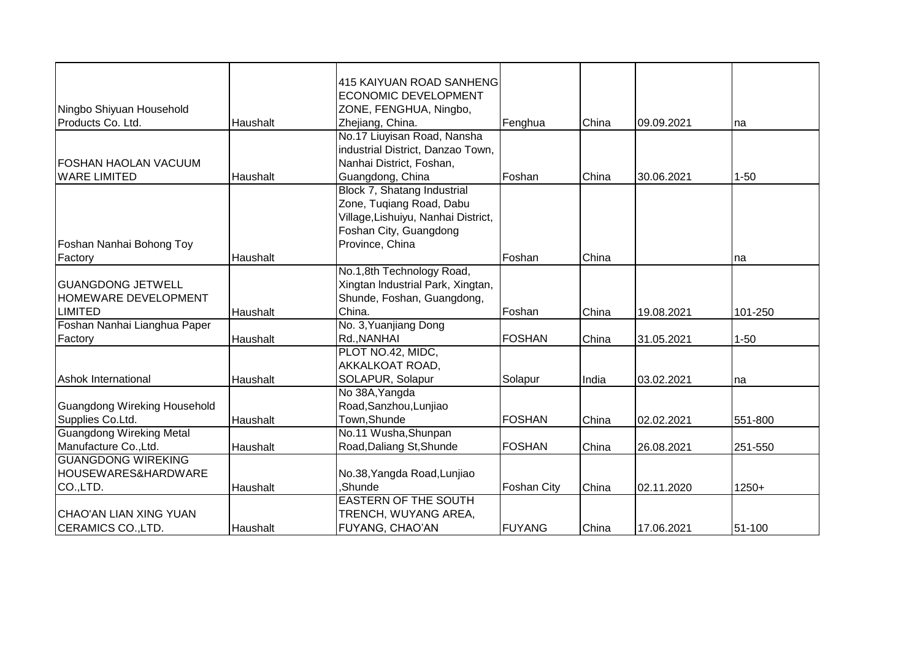| | | | | | | |
|---|---|---|---|---|---|---|
| Ningbo Shiyuan Household Products Co. Ltd. | Haushalt | 415 KAIYUAN ROAD SANHENG ECONOMIC DEVELOPMENT ZONE, FENGHUA, Ningbo, Zhejiang, China. | Fenghua | China | 09.09.2021 | na |
| FOSHAN HAOLAN VACUUM WARE LIMITED | Haushalt | No.17 Liuyisan Road, Nansha industrial District, Danzao Town, Nanhai District, Foshan, Guangdong, China | Foshan | China | 30.06.2021 | 1-50 |
| Foshan Nanhai Bohong Toy Factory | Haushalt | Block 7, Shatang Industrial Zone, Tuqiang Road, Dabu Village,Lishuiyu, Nanhai District, Foshan City, Guangdong Province, China | Foshan | China | | na |
| GUANGDONG JETWELL HOMEWARE DEVELOPMENT LIMITED | Haushalt | No.1,8th Technology Road, Xingtan Industrial Park, Xingtan, Shunde, Foshan, Guangdong, China. | Foshan | China | 19.08.2021 | 101-250 |
| Foshan Nanhai Lianghua Paper Factory | Haushalt | No. 3,Yuanjiang Dong Rd.,NANHAI | FOSHAN | China | 31.05.2021 | 1-50 |
| Ashok International | Haushalt | PLOT NO.42, MIDC, AKKALKOAT ROAD, SOLAPUR, Solapur | Solapur | India | 03.02.2021 | na |
| Guangdong Wireking Household Supplies Co.Ltd. | Haushalt | No 38A,Yangda Road,Sanzhou,Lunjiao Town,Shunde | FOSHAN | China | 02.02.2021 | 551-800 |
| Guangdong Wireking Metal Manufacture Co.,Ltd. | Haushalt | No.11 Wusha,Shunpan Road,Daliang St,Shunde | FOSHAN | China | 26.08.2021 | 251-550 |
| GUANGDONG WIREKING HOUSEWARES&HARDWARE CO.,LTD. | Haushalt | No.38,Yangda Road,Lunjiao ,Shunde | Foshan City | China | 02.11.2020 | 1250+ |
| CHAO'AN LIAN XING YUAN CERAMICS CO.,LTD. | Haushalt | EASTERN OF THE SOUTH TRENCH, WUYANG AREA, FUYANG, CHAO'AN | FUYANG | China | 17.06.2021 | 51-100 |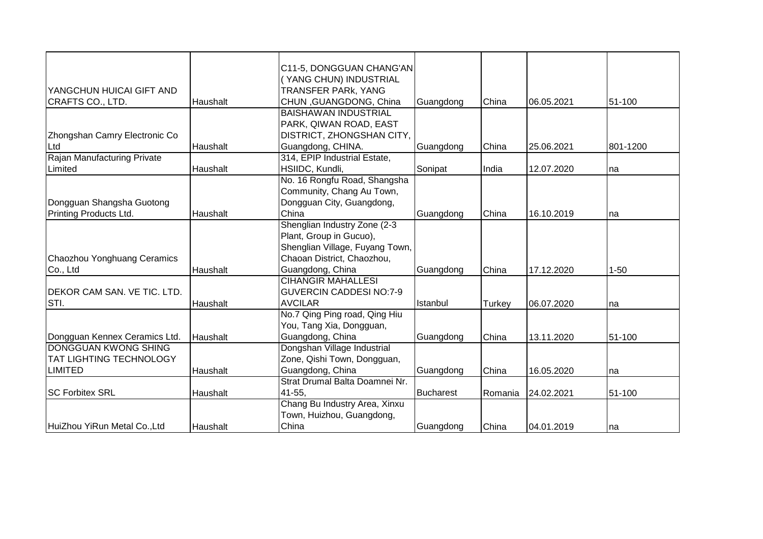| | | | | | | |
|---|---|---|---|---|---|---|
| YANGCHUN HUICAI GIFT AND CRAFTS CO., LTD. | Haushalt | C11-5, DONGGUAN CHANG'AN ( YANG CHUN) INDUSTRIAL TRANSFER PARk, YANG CHUN ,GUANGDONG, China | Guangdong | China | 06.05.2021 | 51-100 |
| Zhongshan Camry Electronic Co Ltd | Haushalt | BAISHAWAN INDUSTRIAL PARK, QIWAN ROAD, EAST DISTRICT, ZHONGSHAN CITY, Guangdong, CHINA. | Guangdong | China | 25.06.2021 | 801-1200 |
| Rajan Manufacturing Private Limited | Haushalt | 314, EPIP Industrial Estate, HSIIDC, Kundli, | Sonipat | India | 12.07.2020 | na |
| Dongguan Shangsha Guotong Printing Products Ltd. | Haushalt | No. 16 Rongfu Road, Shangsha Community, Chang Au Town, Dongguan City, Guangdong, China | Guangdong | China | 16.10.2019 | na |
| Chaozhou Yonghuang Ceramics Co., Ltd | Haushalt | Shenglian Industry Zone (2-3 Plant, Group in Gucuo), Shenglian Village, Fuyang Town, Chaoan District, Chaozhou, Guangdong, China | Guangdong | China | 17.12.2020 | 1-50 |
| DEKOR CAM SAN. VE TIC. LTD. STI. | Haushalt | CIHANGIR MAHALLESI GUVERCIN CADDESI NO:7-9 AVCILAR | Istanbul | Turkey | 06.07.2020 | na |
| Dongguan Kennex Ceramics Ltd. | Haushalt | No.7 Qing Ping road, Qing Hiu You, Tang Xia, Dongguan, Guangdong, China | Guangdong | China | 13.11.2020 | 51-100 |
| DONGGUAN KWONG SHING TAT LIGHTING TECHNOLOGY LIMITED | Haushalt | Dongshan Village Industrial Zone, Qishi Town, Dongguan, Guangdong, China | Guangdong | China | 16.05.2020 | na |
| SC Forbitex SRL | Haushalt | Strat Drumal Balta Doamnei Nr. 41-55, | Bucharest | Romania | 24.02.2021 | 51-100 |
| HuiZhou YiRun Metal Co.,Ltd | Haushalt | Chang Bu Industry Area, Xinxu Town, Huizhou, Guangdong, China | Guangdong | China | 04.01.2019 | na |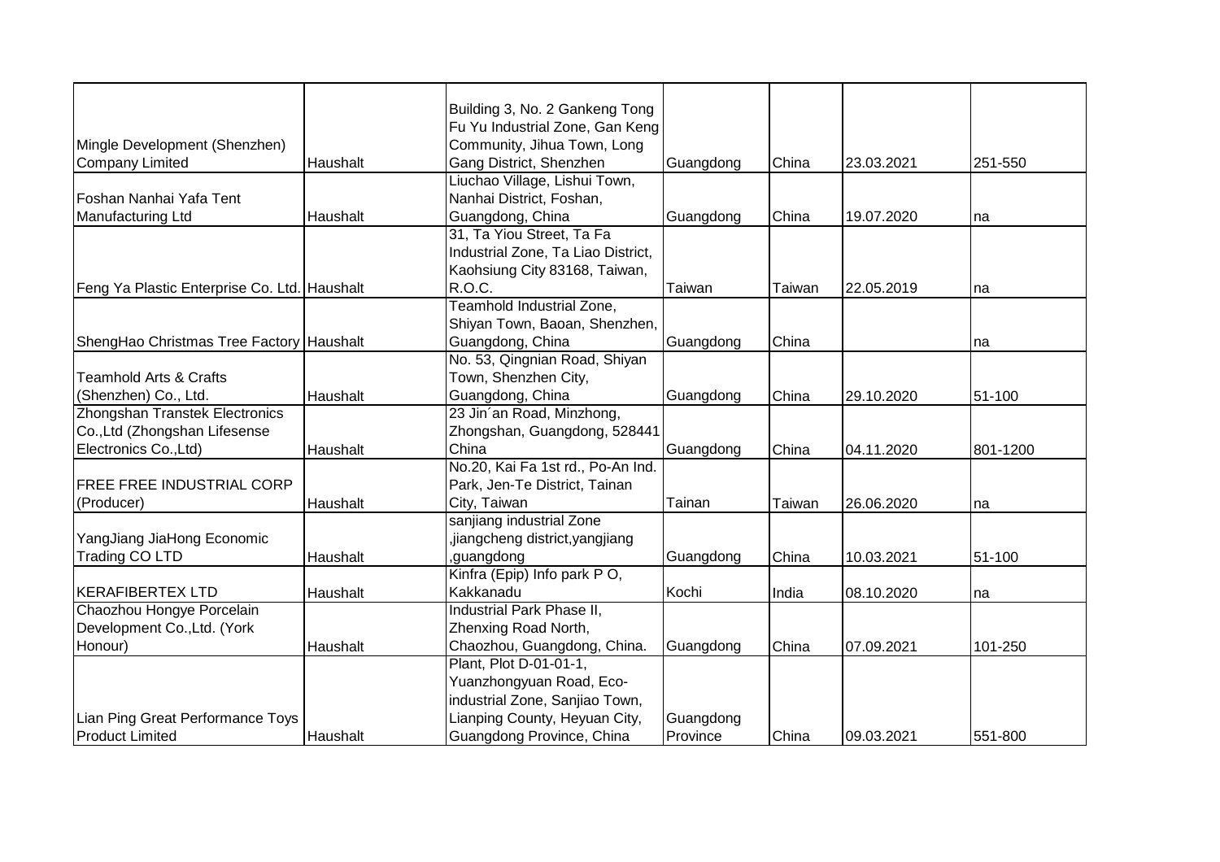| | | | | | | |
|---|---|---|---|---|---|---|
| Mingle Development (Shenzhen) Company Limited | Haushalt | Building 3, No. 2 Gankeng Tong Fu Yu Industrial Zone, Gan Keng Community, Jihua Town, Long Gang District, Shenzhen | Guangdong | China | 23.03.2021 | 251-550 |
| Foshan Nanhai Yafa Tent Manufacturing Ltd | Haushalt | Liuchao Village, Lishui Town, Nanhai District, Foshan, Guangdong, China | Guangdong | China | 19.07.2020 | na |
| Feng Ya Plastic Enterprise Co. Ltd. | Haushalt | 31, Ta Yiou Street, Ta Fa Industrial Zone, Ta Liao District, Kaohsiung City 83168, Taiwan, R.O.C. | Taiwan | Taiwan | 22.05.2019 | na |
| ShengHao Christmas Tree Factory | Haushalt | Teamhold Industrial Zone, Shiyan Town, Baoan, Shenzhen, Guangdong, China | Guangdong | China | | na |
| Teamhold Arts & Crafts (Shenzhen) Co., Ltd. | Haushalt | No. 53, Qingnian Road, Shiyan Town, Shenzhen City, Guangdong, China | Guangdong | China | 29.10.2020 | 51-100 |
| Zhongshan Transtek Electronics Co.,Ltd (Zhongshan Lifesense Electronics Co.,Ltd) | Haushalt | 23 Jin´an Road, Minzhong, Zhongshan, Guangdong, 528441 China | Guangdong | China | 04.11.2020 | 801-1200 |
| FREE FREE INDUSTRIAL CORP (Producer) | Haushalt | No.20, Kai Fa 1st rd., Po-An Ind. Park, Jen-Te District, Tainan City, Taiwan | Tainan | Taiwan | 26.06.2020 | na |
| YangJiang JiaHong Economic Trading CO LTD | Haushalt | sanjiang industrial Zone ,jiangcheng district,yangjiang ,guangdong | Guangdong | China | 10.03.2021 | 51-100 |
| KERAFIBERTEX LTD | Haushalt | Kinfra (Epip) Info park P O, Kakkanadu | Kochi | India | 08.10.2020 | na |
| Chaozhou Hongye Porcelain Development Co.,Ltd. (York Honour) | Haushalt | Industrial Park Phase II, Zhenxing Road North, Chaozhou, Guangdong, China. | Guangdong | China | 07.09.2021 | 101-250 |
| Lian Ping Great Performance Toys Product Limited | Haushalt | Plant, Plot D-01-01-1, Yuanzhongyuan Road, Eco-industrial Zone, Sanjiao Town, Lianping County, Heyuan City, Guangdong Province, China | Guangdong Province | China | 09.03.2021 | 551-800 |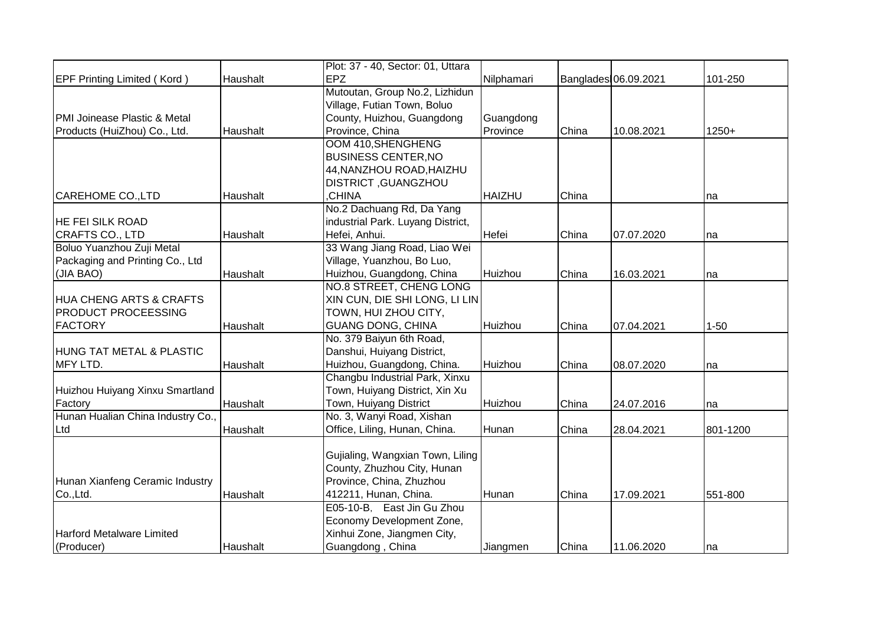| | | | | | | |
|---|---|---|---|---|---|---|
| EPF Printing Limited ( Kord ) | Haushalt | Plot: 37 - 40, Sector: 01, Uttara EPZ | Nilphamari | Banglades | 06.09.2021 | 101-250 |
| PMI Joinease Plastic & Metal Products (HuiZhou) Co., Ltd. | Haushalt | Mutoutan, Group No.2, Lizhidun Village, Futian Town, Boluo County, Huizhou, Guangdong Province, China | Guangdong Province | China | 10.08.2021 | 1250+ |
| CAREHOME CO.,LTD | Haushalt | OOM 410,SHENGHENG BUSINESS CENTER,NO 44,NANZHOU ROAD,HAIZHU DISTRICT ,GUANGZHOU ,CHINA | HAIZHU | China | | na |
| HE FEI SILK ROAD CRAFTS CO., LTD | Haushalt | No.2 Dachuang Rd, Da Yang industrial Park. Luyang District, Hefei, Anhui. | Hefei | China | 07.07.2020 | na |
| Boluo Yuanzhou Zuji Metal Packaging and Printing Co., Ltd (JIA BAO) | Haushalt | 33 Wang Jiang Road, Liao Wei Village, Yuanzhou, Bo Luo, Huizhou, Guangdong, China | Huizhou | China | 16.03.2021 | na |
| HUA CHENG ARTS & CRAFTS PRODUCT PROCEESSING FACTORY | Haushalt | NO.8 STREET, CHENG LONG XIN CUN, DIE SHI LONG, LI LIN TOWN, HUI ZHOU CITY, GUANG DONG, CHINA | Huizhou | China | 07.04.2021 | 1-50 |
| HUNG TAT METAL & PLASTIC MFY LTD. | Haushalt | No. 379 Baiyun 6th Road, Danshui, Huiyang District, Huizhou, Guangdong, China. | Huizhou | China | 08.07.2020 | na |
| Huizhou Huiyang Xinxu Smartland Factory | Haushalt | Changbu Industrial Park, Xinxu Town, Huiyang District, Xin Xu Town, Huiyang District | Huizhou | China | 24.07.2016 | na |
| Hunan Hualian China Industry Co., Ltd | Haushalt | No. 3, Wanyi Road, Xishan Office, Liling, Hunan, China. | Hunan | China | 28.04.2021 | 801-1200 |
| Hunan Xianfeng Ceramic Industry Co.,Ltd. | Haushalt | Gujialing, Wangxian Town, Liling County, Zhuzhou City, Hunan Province, China, Zhuzhou 412211, Hunan, China. | Hunan | China | 17.09.2021 | 551-800 |
| Harford Metalware Limited (Producer) | Haushalt | E05-10-B, East Jin Gu Zhou Economy Development Zone, Xinhui Zone, Jiangmen City, Guangdong , China | Jiangmen | China | 11.06.2020 | na |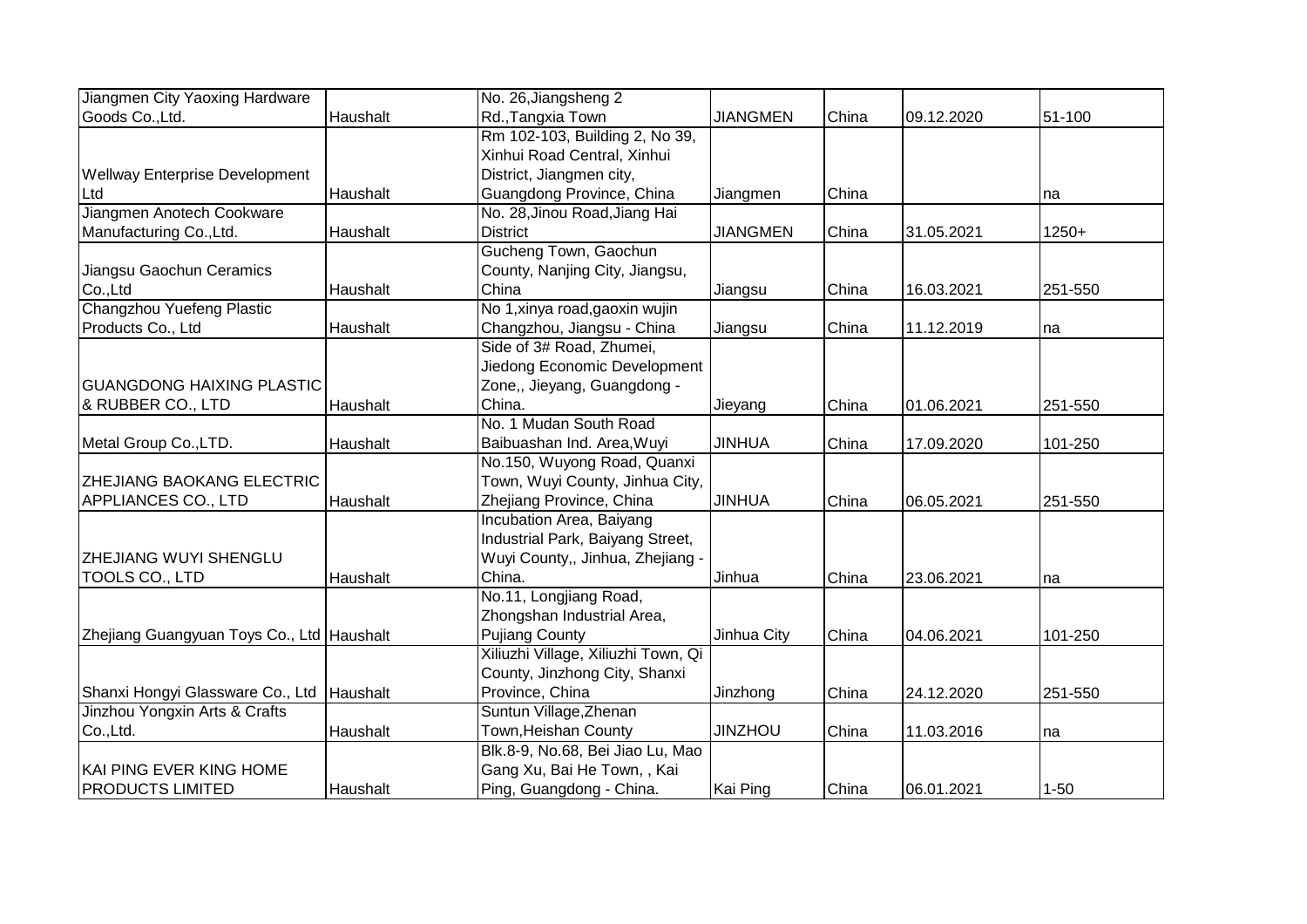| | | | | | | |
|---|---|---|---|---|---|---|
| Jiangmen City Yaoxing Hardware Goods Co.,Ltd. | Haushalt | No. 26,Jiangsheng 2 Rd.,Tangxia Town | JIANGMEN | China | 09.12.2020 | 51-100 |
| Wellway Enterprise Development Ltd | Haushalt | Rm 102-103, Building 2, No 39, Xinhui Road Central, Xinhui District, Jiangmen city, Guangdong Province, China | Jiangmen | China | | na |
| Jiangmen Anotech Cookware Manufacturing Co.,Ltd. | Haushalt | No. 28,Jinou Road,Jiang Hai District | JIANGMEN | China | 31.05.2021 | 1250+ |
| Jiangsu Gaochun Ceramics Co.,Ltd | Haushalt | Gucheng Town, Gaochun County, Nanjing City, Jiangsu, China | Jiangsu | China | 16.03.2021 | 251-550 |
| Changzhou Yuefeng Plastic Products Co., Ltd | Haushalt | No 1,xinya road,gaoxin wujin Changzhou, Jiangsu - China | Jiangsu | China | 11.12.2019 | na |
| GUANGDONG HAIXING PLASTIC & RUBBER CO., LTD | Haushalt | Side of 3# Road, Zhumei, Jiedong Economic Development Zone,, Jieyang, Guangdong - China. | Jieyang | China | 01.06.2021 | 251-550 |
| Metal Group Co.,LTD. | Haushalt | No. 1 Mudan South Road Baibuashan Ind. Area,Wuyi | JINHUA | China | 17.09.2020 | 101-250 |
| ZHEJIANG BAOKANG ELECTRIC APPLIANCES CO., LTD | Haushalt | No.150, Wuyong Road, Quanxi Town, Wuyi County, Jinhua City, Zhejiang Province, China | JINHUA | China | 06.05.2021 | 251-550 |
| ZHEJIANG WUYI SHENGLU TOOLS CO., LTD | Haushalt | Incubation Area, Baiyang Industrial Park, Baiyang Street, Wuyi County,, Jinhua, Zhejiang - China. | Jinhua | China | 23.06.2021 | na |
| Zhejiang Guangyuan Toys Co., Ltd | Haushalt | No.11, Longjiang Road, Zhongshan Industrial Area, Pujiang County | Jinhua City | China | 04.06.2021 | 101-250 |
| Shanxi Hongyi Glassware Co., Ltd | Haushalt | Xiliuzhi Village, Xiliuzhi Town, Qi County, Jinzhong City, Shanxi Province, China | Jinzhong | China | 24.12.2020 | 251-550 |
| Jinzhou Yongxin Arts & Crafts Co.,Ltd. | Haushalt | Suntun Village,Zhenan Town,Heishan County | JINZHOU | China | 11.03.2016 | na |
| KAI PING EVER KING HOME PRODUCTS LIMITED | Haushalt | Blk.8-9, No.68, Bei Jiao Lu, Mao Gang Xu, Bai He Town, , Kai Ping, Guangdong - China. | Kai Ping | China | 06.01.2021 | 1-50 |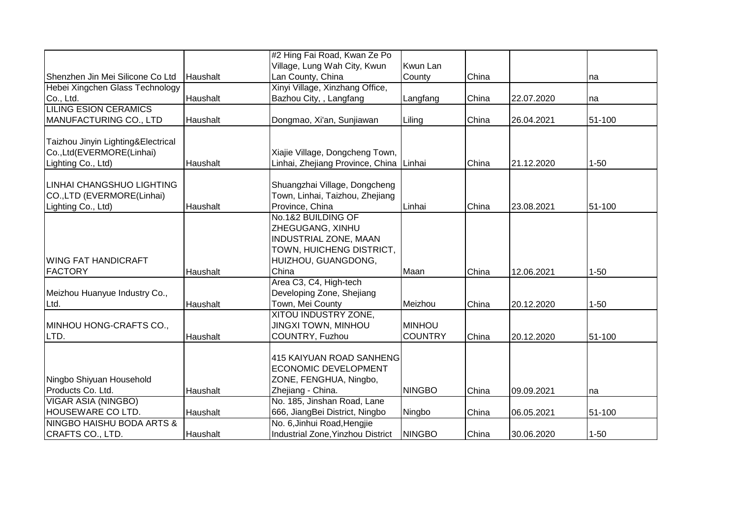| | | | | | | |
|---|---|---|---|---|---|---|
| Shenzhen Jin Mei Silicone Co Ltd | Haushalt | #2 Hing Fai Road, Kwan Ze Po Village, Lung Wah City, Kwun Lan County, China | Kwun Lan County | China | | na |
| Hebei Xingchen Glass Technology Co., Ltd. | Haushalt | Xinyi Village, Xinzhang Office, Bazhou City, , Langfang | Langfang | China | 22.07.2020 | na |
| LILING ESION CERAMICS MANUFACTURING CO., LTD | Haushalt | Dongmao, Xi'an, Sunjiawan | Liling | China | 26.04.2021 | 51-100 |
| Taizhou Jinyin Lighting&Electrical Co.,Ltd(EVERMORE(Linhai) Lighting Co., Ltd) | Haushalt | Xiajie Village, Dongcheng Town, Linhai, Zhejiang Province, China | Linhai | China | 21.12.2020 | 1-50 |
| LINHAI CHANGSHUO LIGHTING CO.,LTD (EVERMORE(Linhai) Lighting Co., Ltd) | Haushalt | Shuangzhai Village, Dongcheng Town, Linhai, Taizhou, Zhejiang Province, China | Linhai | China | 23.08.2021 | 51-100 |
| WING FAT HANDICRAFT FACTORY | Haushalt | No.1&2 BUILDING OF ZHEGUGANG, XINHU INDUSTRIAL ZONE, MAAN TOWN, HUICHENG DISTRICT, HUIZHOU, GUANGDONG, China | Maan | China | 12.06.2021 | 1-50 |
| Meizhou Huanyue Industry Co., Ltd. | Haushalt | Area C3, C4, High-tech Developing Zone, Shejiang Town, Mei County | Meizhou | China | 20.12.2020 | 1-50 |
| MINHOU HONG-CRAFTS CO., LTD. | Haushalt | XITOU INDUSTRY ZONE, JINGXI TOWN, MINHOU COUNTRY, Fuzhou | MINHOU COUNTRY | China | 20.12.2020 | 51-100 |
| Ningbo Shiyuan Household Products Co. Ltd. | Haushalt | 415 KAIYUAN ROAD SANHENG ECONOMIC DEVELOPMENT ZONE, FENGHUA, Ningbo, Zhejiang - China. | NINGBO | China | 09.09.2021 | na |
| VIGAR ASIA (NINGBO) HOUSEWARE CO LTD. | Haushalt | No. 185, Jinshan Road, Lane 666, JiangBei District, Ningbo | Ningbo | China | 06.05.2021 | 51-100 |
| NINGBO HAISHU BODA ARTS & CRAFTS CO., LTD. | Haushalt | No. 6,Jinhui Road,Hengjie Industrial Zone,Yinzhou District | NINGBO | China | 30.06.2020 | 1-50 |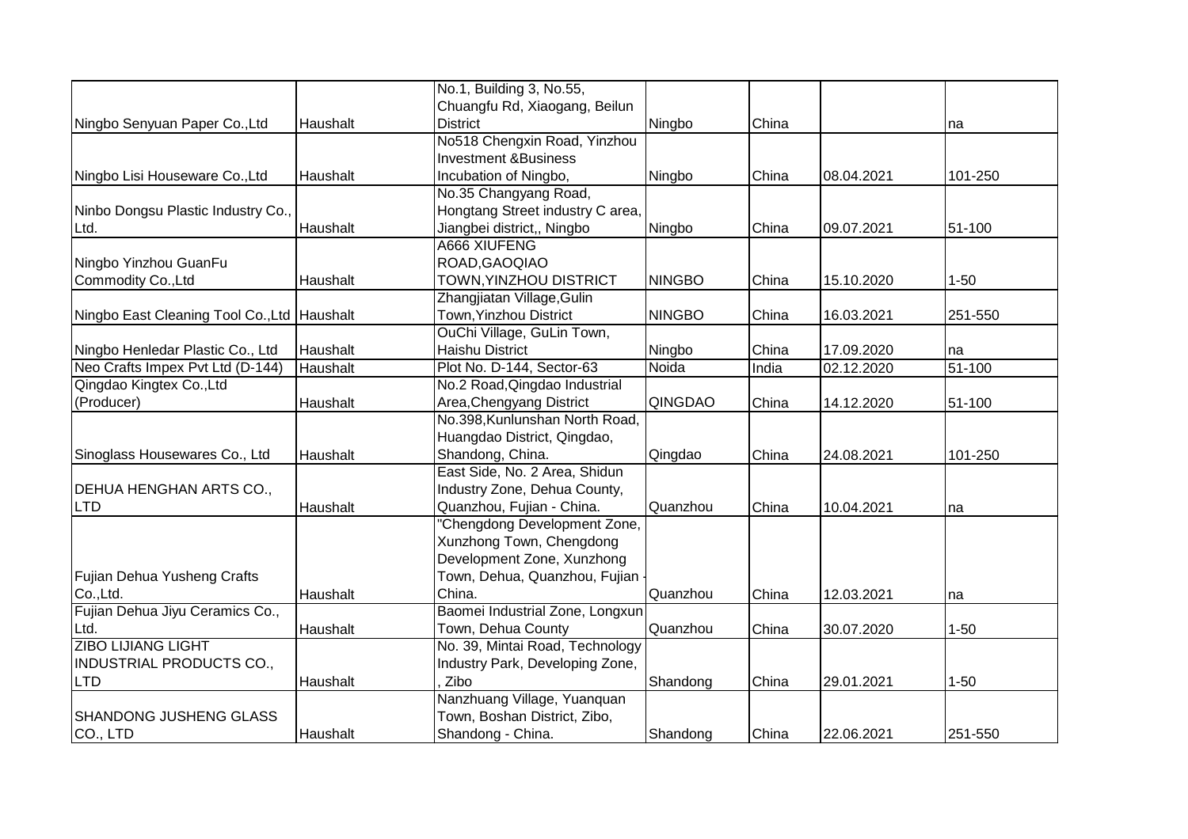| | | | | | | |
|---|---|---|---|---|---|---|
| Ningbo Senyuan Paper Co.,Ltd | Haushalt | No.1, Building 3, No.55, Chuangfu Rd, Xiaogang, Beilun District | Ningbo | China | | na |
| Ningbo Lisi Houseware Co.,Ltd | Haushalt | No518 Chengxin Road, Yinzhou Investment &Business Incubation of Ningbo, | Ningbo | China | 08.04.2021 | 101-250 |
| Ninbo Dongsu Plastic Industry Co., Ltd. | Haushalt | No.35 Changyang Road, Hongtang Street industry C area, Jiangbei district,, Ningbo | Ningbo | China | 09.07.2021 | 51-100 |
| Ningbo Yinzhou GuanFu Commodity Co.,Ltd | Haushalt | A666 XIUFENG ROAD,GAOQIAO TOWN,YINZHOU DISTRICT | NINGBO | China | 15.10.2020 | 1-50 |
| Ningbo East Cleaning Tool Co.,Ltd | Haushalt | Zhangjiatan Village,Gulin Town,Yinzhou District | NINGBO | China | 16.03.2021 | 251-550 |
| Ningbo Henledar Plastic Co., Ltd | Haushalt | OuChi Village, GuLin Town, Haishu District | Ningbo | China | 17.09.2020 | na |
| Neo Crafts Impex Pvt Ltd (D-144) | Haushalt | Plot No. D-144, Sector-63 | Noida | India | 02.12.2020 | 51-100 |
| Qingdao Kingtex Co.,Ltd (Producer) | Haushalt | No.2 Road,Qingdao Industrial Area,Chengyang District | QINGDAO | China | 14.12.2020 | 51-100 |
| Sinoglass Housewares Co., Ltd | Haushalt | No.398,Kunlunshan North Road, Huangdao District, Qingdao, Shandong, China. | Qingdao | China | 24.08.2021 | 101-250 |
| DEHUA HENGHAN ARTS CO., LTD | Haushalt | East Side, No. 2 Area, Shidun Industry Zone, Dehua County, Quanzhou, Fujian - China. | Quanzhou | China | 10.04.2021 | na |
| Fujian Dehua Yusheng Crafts Co.,Ltd. | Haushalt | "Chengdong Development Zone, Xunzhong Town, Chengdong Development Zone, Xunzhong Town, Dehua, Quanzhou, Fujian - China. | Quanzhou | China | 12.03.2021 | na |
| Fujian Dehua Jiyu Ceramics Co., Ltd. | Haushalt | Baomei Industrial Zone, Longxun Town, Dehua County | Quanzhou | China | 30.07.2020 | 1-50 |
| ZIBO LIJIANG LIGHT INDUSTRIAL PRODUCTS CO., LTD | Haushalt | No. 39, Mintai Road, Technology Industry Park, Developing Zone, , Zibo | Shandong | China | 29.01.2021 | 1-50 |
| SHANDONG JUSHENG GLASS CO., LTD | Haushalt | Nanzhuang Village, Yuanquan Town, Boshan District, Zibo, Shandong - China. | Shandong | China | 22.06.2021 | 251-550 |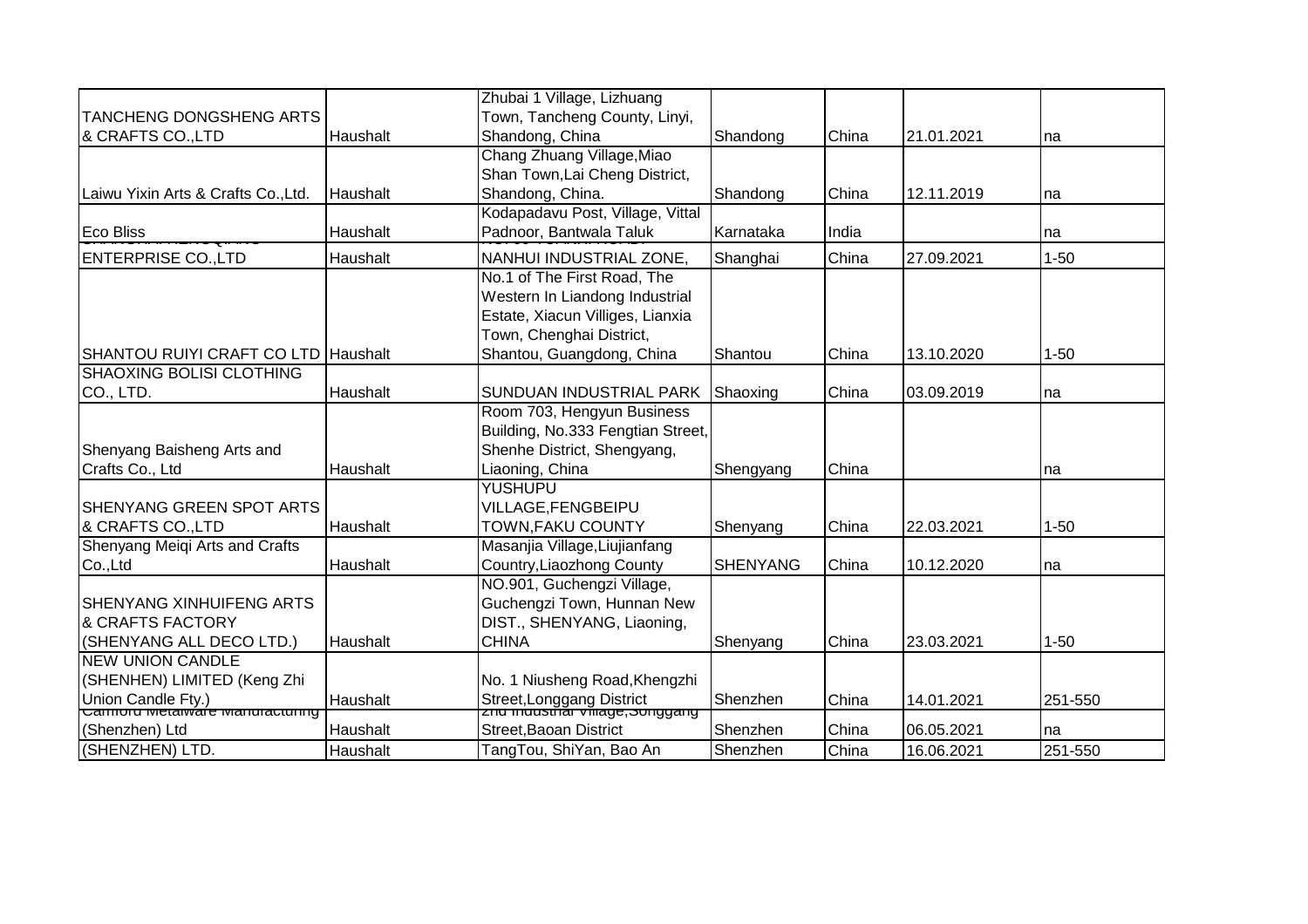| | | | | | | |
|---|---|---|---|---|---|---|
| TANCHENG DONGSHENG ARTS & CRAFTS CO.,LTD | Haushalt | Zhubai 1 Village, Lizhuang Town, Tancheng County, Linyi, Shandong, China | Shandong | China | 21.01.2021 | na |
| Laiwu Yixin Arts & Crafts Co.,Ltd. | Haushalt | Chang Zhuang Village,Miao Shan Town,Lai Cheng District, Shandong, China. | Shandong | China | 12.11.2019 | na |
| Eco Bliss | Haushalt | Kodapadavu Post, Village, Vittal Padnoor, Bantwala Taluk | Karnataka | India | | na |
| ENTERPRISE CO.,LTD | Haushalt | NANHUI INDUSTRIAL ZONE, | Shanghai | China | 27.09.2021 | 1-50 |
| SHANTOU RUIYI CRAFT CO LTD | Haushalt | No.1 of The First Road, The Western In Liandong Industrial Estate, Xiacun Villiges, Lianxia Town, Chenghai District, Shantou, Guangdong, China | Shantou | China | 13.10.2020 | 1-50 |
| SHAOXING BOLISI CLOTHING CO., LTD. | Haushalt | SUNDUAN INDUSTRIAL PARK | Shaoxing | China | 03.09.2019 | na |
| Shenyang Baisheng Arts and Crafts Co., Ltd | Haushalt | Room 703, Hengyun Business Building, No.333 Fengtian Street, Shenhe District, Shengyang, Liaoning, China | Shengyang | China | | na |
| SHENYANG GREEN SPOT ARTS & CRAFTS CO.,LTD | Haushalt | YUSHUPU VILLAGE,FENGBEIPU TOWN,FAKU COUNTY | Shenyang | China | 22.03.2021 | 1-50 |
| Shenyang Meiqi Arts and Crafts Co.,Ltd | Haushalt | Masanjia Village,Liujianfang Country,Liaozhong County | SHENYANG | China | 10.12.2020 | na |
| SHENYANG XINHUIFENG ARTS & CRAFTS FACTORY (SHENYANG ALL DECO LTD.) | Haushalt | NO.901, Guchengzi Village, Guchengzi Town, Hunnan New DIST., SHENYANG, Liaoning, CHINA | Shenyang | China | 23.03.2021 | 1-50 |
| NEW UNION CANDLE (SHENHEN) LIMITED (Keng Zhi Union Candle Fty.) | Haushalt | No. 1 Niusheng Road,Khengzhi Street,Longgang District | Shenzhen | China | 14.01.2021 | 251-550 |
| Camford Metalware Manufacturing (Shenzhen) Ltd | Haushalt | 2nd Industrial Village,Songgang Street,Baoan District | Shenzhen | China | 06.05.2021 | na |
| (SHENZHEN) LTD. | Haushalt | TangTou, ShiYan, Bao An | Shenzhen | China | 16.06.2021 | 251-550 |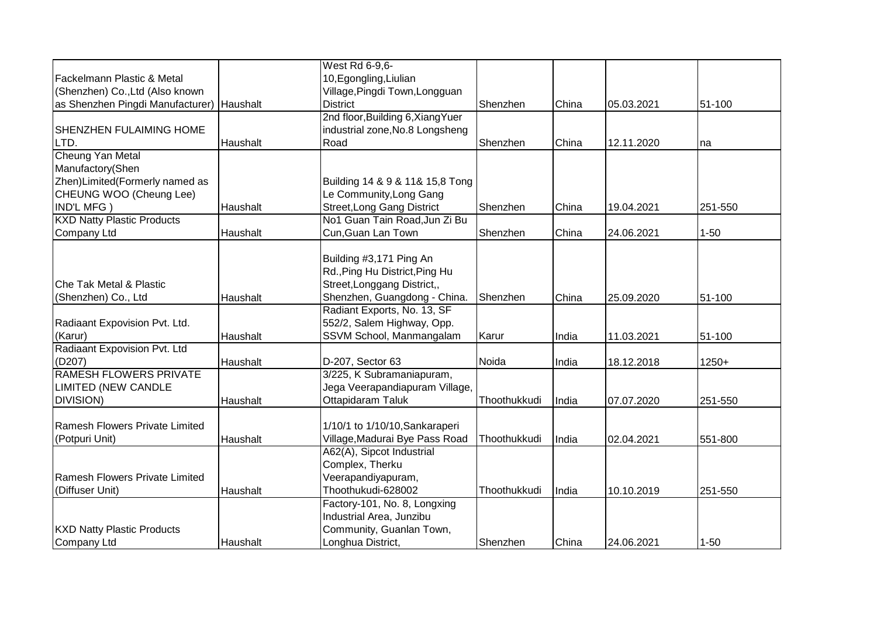| | | | | | | |
|---|---|---|---|---|---|---|
| Fackelmann Plastic & Metal (Shenzhen) Co.,Ltd (Also known as Shenzhen Pingdi Manufacturer) | Haushalt | West Rd 6-9,6-10,Egongling,Liulian Village,Pingdi Town,Longguan District | Shenzhen | China | 05.03.2021 | 51-100 |
| SHENZHEN FULAIMING HOME LTD. | Haushalt | 2nd floor,Building 6,XiangYuer industrial zone,No.8 Longsheng Road | Shenzhen | China | 12.11.2020 | na |
| Cheung Yan Metal Manufactory(Shen Zhen)Limited(Formerly named as CHEUNG WOO (Cheung Lee) IND'L MFG ) | Haushalt | Building 14 & 9 & 11& 15,8 Tong Le Community,Long Gang Street,Long Gang District | Shenzhen | China | 19.04.2021 | 251-550 |
| KXD Natty Plastic Products Company Ltd | Haushalt | No1 Guan Tain Road,Jun Zi Bu Cun,Guan Lan Town | Shenzhen | China | 24.06.2021 | 1-50 |
| Che Tak Metal & Plastic (Shenzhen) Co., Ltd | Haushalt | Building #3,171 Ping An Rd.,Ping Hu District,Ping Hu Street,Longgang District,, Shenzhen, Guangdong - China. | Shenzhen | China | 25.09.2020 | 51-100 |
| Radiaant Expovision Pvt. Ltd. (Karur) | Haushalt | Radiant Exports, No. 13, SF 552/2, Salem Highway, Opp. SSVM School, Manmangalam | Karur | India | 11.03.2021 | 51-100 |
| Radiaant Expovision Pvt. Ltd (D207) | Haushalt | D-207, Sector 63 | Noida | India | 18.12.2018 | 1250+ |
| RAMESH FLOWERS PRIVATE LIMITED (NEW CANDLE DIVISION) | Haushalt | 3/225, K Subramaniapuram, Jega Veerapandiapuram Village, Ottapidaram Taluk | Thoothukkudi | India | 07.07.2020 | 251-550 |
| Ramesh Flowers Private Limited (Potpuri Unit) | Haushalt | 1/10/1 to 1/10/10,Sankaraperi Village,Madurai Bye Pass Road | Thoothukkudi | India | 02.04.2021 | 551-800 |
| Ramesh Flowers Private Limited (Diffuser Unit) | Haushalt | A62(A), Sipcot Industrial Complex, Therku Veerapandiyapuram, Thoothukudi-628002 | Thoothukkudi | India | 10.10.2019 | 251-550 |
| KXD Natty Plastic Products Company Ltd | Haushalt | Factory-101, No. 8, Longxing Industrial Area, Junzibu Community, Guanlan Town, Longhua District, | Shenzhen | China | 24.06.2021 | 1-50 |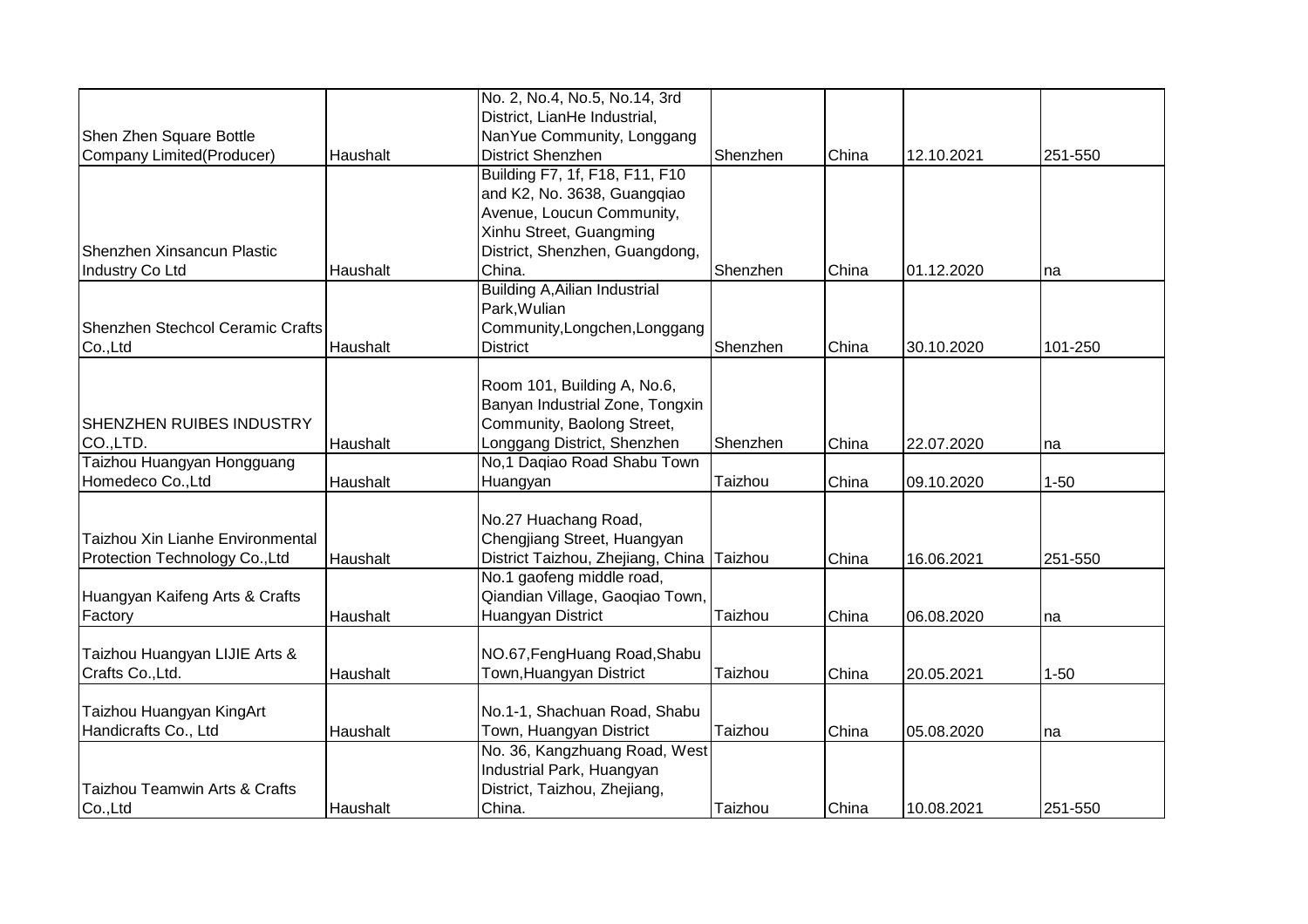| | | | | | | |
|---|---|---|---|---|---|---|
| Shen Zhen Square Bottle Company Limited(Producer) | Haushalt | No. 2, No.4, No.5, No.14, 3rd District, LianHe Industrial, NanYue Community, Longgang District Shenzhen | Shenzhen | China | 12.10.2021 | 251-550 |
| Shenzhen Xinsancun Plastic Industry Co Ltd | Haushalt | Building F7, 1f, F18, F11, F10 and K2, No. 3638, Guangqiao Avenue, Loucun Community, Xinhu Street, Guangming District, Shenzhen, Guangdong, China. | Shenzhen | China | 01.12.2020 | na |
| Shenzhen Stechcol Ceramic Crafts Co.,Ltd | Haushalt | Building A,Ailian Industrial Park,Wulian Community,Longchen,Longgang District | Shenzhen | China | 30.10.2020 | 101-250 |
| SHENZHEN RUIBES INDUSTRY CO.,LTD. | Haushalt | Room 101, Building A, No.6, Banyan Industrial Zone, Tongxin Community, Baolong Street, Longgang District, Shenzhen | Shenzhen | China | 22.07.2020 | na |
| Taizhou Huangyan Hongguang Homedeco Co.,Ltd | Haushalt | No,1 Daqiao Road Shabu Town Huangyan | Taizhou | China | 09.10.2020 | 1-50 |
| Taizhou Xin Lianhe Environmental Protection Technology Co.,Ltd | Haushalt | No.27 Huachang Road, Chengjiang Street, Huangyan District Taizhou, Zhejiang, China | Taizhou | China | 16.06.2021 | 251-550 |
| Huangyan Kaifeng Arts & Crafts Factory | Haushalt | No.1 gaofeng middle road, Qiandian Village, Gaoqiao Town, Huangyan District | Taizhou | China | 06.08.2020 | na |
| Taizhou Huangyan LIJIE Arts & Crafts Co.,Ltd. | Haushalt | NO.67,FengHuang Road,Shabu Town,Huangyan District | Taizhou | China | 20.05.2021 | 1-50 |
| Taizhou Huangyan KingArt Handicrafts Co., Ltd | Haushalt | No.1-1, Shachuan Road, Shabu Town, Huangyan District | Taizhou | China | 05.08.2020 | na |
| Taizhou Teamwin Arts & Crafts Co.,Ltd | Haushalt | No. 36, Kangzhuang Road, West Industrial Park, Huangyan District, Taizhou, Zhejiang, China. | Taizhou | China | 10.08.2021 | 251-550 |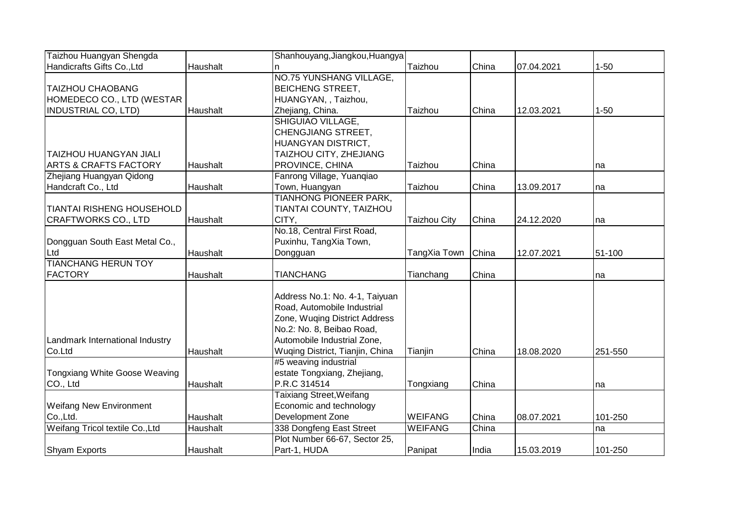| | | | | | | |
|---|---|---|---|---|---|---|
| Taizhou Huangyan Shengda Handicrafts Gifts Co.,Ltd | Haushalt | Shanhouyang,Jiangkou,Huangyan | Taizhou | China | 07.04.2021 | 1-50 |
| TAIZHOU CHAOBANG HOMEDECO CO., LTD (WESTAR INDUSTRIAL CO, LTD) | Haushalt | NO.75 YUNSHANG VILLAGE, BEICHENG STREET, HUANGYAN, , Taizhou, Zhejiang, China. | Taizhou | China | 12.03.2021 | 1-50 |
| TAIZHOU HUANGYAN JIALI ARTS & CRAFTS FACTORY | Haushalt | SHIGUIAO VILLAGE, CHENGJIANG STREET, HUANGYAN DISTRICT, TAIZHOU CITY, ZHEJIANG PROVINCE, CHINA | Taizhou | China | | na |
| Zhejiang Huangyan Qidong Handcraft Co., Ltd | Haushalt | Fanrong Village, Yuanqiao Town, Huangyan | Taizhou | China | 13.09.2017 | na |
| TIANTAI RISHENG HOUSEHOLD CRAFTWORKS CO., LTD | Haushalt | TIANHONG PIONEER PARK, TIANTAI COUNTY, TAIZHOU CITY, | Taizhou City | China | 24.12.2020 | na |
| Dongguan South East Metal Co., Ltd | Haushalt | No.18, Central First Road, Puxinhu, TangXia Town, Dongguan | TangXia Town | China | 12.07.2021 | 51-100 |
| TIANCHANG HERUN TOY FACTORY | Haushalt | TIANCHANG | Tianchang | China | | na |
| Landmark International Industry Co.Ltd | Haushalt | Address No.1: No. 4-1, Taiyuan Road, Automobile Industrial Zone, Wuqing District Address No.2: No. 8, Beibao Road, Automobile Industrial Zone, Wuqing District, Tianjin, China | Tianjin | China | 18.08.2020 | 251-550 |
| Tongxiang White Goose Weaving CO., Ltd | Haushalt | #5 weaving industrial estate Tongxiang, Zhejiang, P.R.C 314514 | Tongxiang | China | | na |
| Weifang New Environment Co.,Ltd. | Haushalt | Taixiang Street,Weifang Economic and technology Development Zone | WEIFANG | China | 08.07.2021 | 101-250 |
| Weifang Tricol textile Co.,Ltd | Haushalt | 338 Dongfeng East Street | WEIFANG | China | | na |
| Shyam Exports | Haushalt | Plot Number 66-67, Sector 25, Part-1, HUDA | Panipat | India | 15.03.2019 | 101-250 |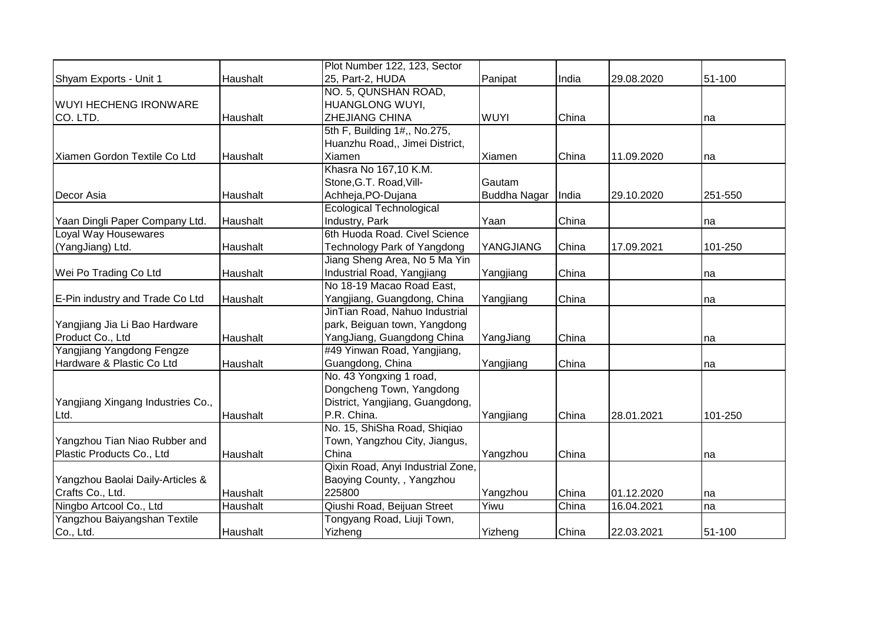| | | | | | | |
|---|---|---|---|---|---|---|
| Shyam Exports - Unit 1 | Haushalt | Plot Number 122, 123, Sector 25, Part-2, HUDA | Panipat | India | 29.08.2020 | 51-100 |
| WUYI HECHENG IRONWARE CO. LTD. | Haushalt | NO. 5, QUNSHAN ROAD, HUANGLONG WUYI, ZHEJIANG CHINA | WUYI | China | | na |
| Xiamen Gordon Textile Co Ltd | Haushalt | 5th F, Building 1#,, No.275, Huanzhu Road,, Jimei District, Xiamen | Xiamen | China | 11.09.2020 | na |
| Decor Asia | Haushalt | Khasra No 167,10 K.M. Stone,G.T. Road,Vill-Achheja,PO-Dujana | Gautam Buddha Nagar | India | 29.10.2020 | 251-550 |
| Yaan Dingli Paper Company Ltd. | Haushalt | Ecological Technological Industry, Park | Yaan | China | | na |
| Loyal Way Housewares (YangJiang) Ltd. | Haushalt | 6th Huoda Road. Civel Science Technology Park of Yangdong | YANGJIANG | China | 17.09.2021 | 101-250 |
| Wei Po Trading Co Ltd | Haushalt | Jiang Sheng Area, No 5 Ma Yin Industrial Road, Yangjiang | Yangjiang | China | | na |
| E-Pin industry and Trade Co Ltd | Haushalt | No 18-19 Macao Road East, Yangjiang, Guangdong, China | Yangjiang | China | | na |
| Yangjiang Jia Li Bao Hardware Product Co., Ltd | Haushalt | JinTian Road, Nahuo Industrial park, Beiguan town, Yangdong YangJiang, Guangdong China | YangJiang | China | | na |
| Yangjiang Yangdong Fengze Hardware & Plastic Co Ltd | Haushalt | #49 Yinwan Road, Yangjiang, Guangdong, China | Yangjiang | China | | na |
| Yangjiang Xingang Industries Co., Ltd. | Haushalt | No. 43 Yongxing 1 road, Dongcheng Town, Yangdong District, Yangjiang, Guangdong, P.R. China. | Yangjiang | China | 28.01.2021 | 101-250 |
| Yangzhou Tian Niao Rubber and Plastic Products Co., Ltd | Haushalt | No. 15, ShiSha Road, Shiqiao Town, Yangzhou City, Jiangus, China | Yangzhou | China | | na |
| Yangzhou Baolai Daily-Articles & Crafts Co., Ltd. | Haushalt | Qixin Road, Anyi Industrial Zone, Baoying County, , Yangzhou 225800 | Yangzhou | China | 01.12.2020 | na |
| Ningbo Artcool Co., Ltd | Haushalt | Qiushi Road, Beijuan Street | Yiwu | China | 16.04.2021 | na |
| Yangzhou Baiyangshan Textile Co., Ltd. | Haushalt | Tongyang Road, Liuji Town, Yizheng | Yizheng | China | 22.03.2021 | 51-100 |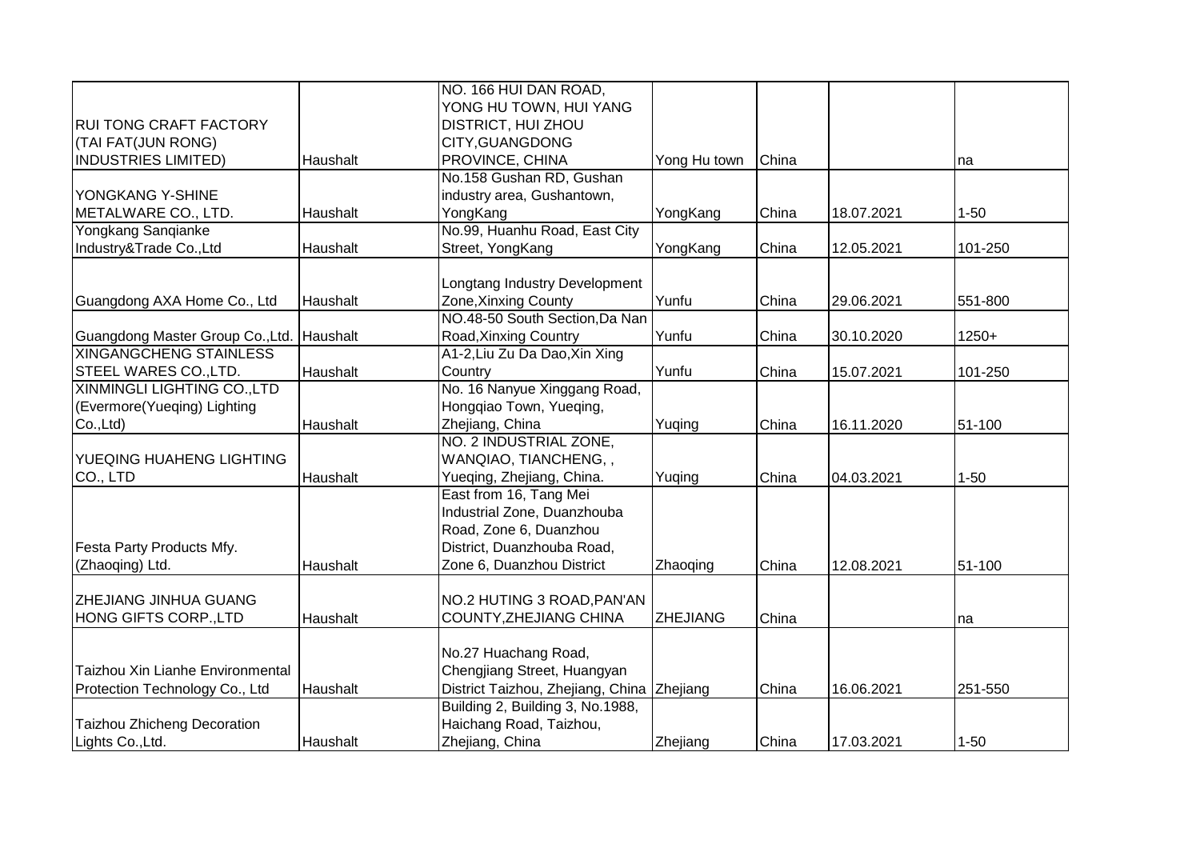| | | | | | | |
|---|---|---|---|---|---|---|
| RUI TONG CRAFT FACTORY (TAI FAT(JUN RONG) INDUSTRIES LIMITED) | Haushalt | NO. 166 HUI DAN ROAD, YONG HU TOWN, HUI YANG DISTRICT, HUI ZHOU CITY,GUANGDONG PROVINCE, CHINA | Yong Hu town | China | | na |
| YONGKANG Y-SHINE METALWARE CO., LTD. | Haushalt | No.158 Gushan RD, Gushan industry area, Gushantown, YongKang | YongKang | China | 18.07.2021 | 1-50 |
| Yongkang Sanqianke Industry&Trade Co.,Ltd | Haushalt | No.99, Huanhu Road, East City Street, YongKang | YongKang | China | 12.05.2021 | 101-250 |
| Guangdong AXA Home Co., Ltd | Haushalt | Longtang Industry Development Zone,Xinxing County | Yunfu | China | 29.06.2021 | 551-800 |
| Guangdong Master Group Co.,Ltd. | Haushalt | NO.48-50 South Section,Da Nan Road,Xinxing Country | Yunfu | China | 30.10.2020 | 1250+ |
| XINGANGCHENG STAINLESS STEEL WARES CO.,LTD. | Haushalt | A1-2,Liu Zu Da Dao,Xin Xing Country | Yunfu | China | 15.07.2021 | 101-250 |
| XINMINGLI LIGHTING CO.,LTD (Evermore(Yueqing) Lighting Co.,Ltd) | Haushalt | No. 16 Nanyue Xinggang Road, Hongqiao Town, Yueqing, Zhejiang, China | Yuqing | China | 16.11.2020 | 51-100 |
| YUEQING HUAHENG LIGHTING CO., LTD | Haushalt | NO. 2 INDUSTRIAL ZONE, WANQIAO, TIANCHENG, , Yueqing, Zhejiang, China. | Yuqing | China | 04.03.2021 | 1-50 |
| Festa Party Products Mfy. (Zhaoqing) Ltd. | Haushalt | East from 16, Tang Mei Industrial Zone, Duanzhouba Road, Zone 6, Duanzhou District, Duanzhouba Road, Zone 6, Duanzhou District | Zhaoqing | China | 12.08.2021 | 51-100 |
| ZHEJIANG JINHUA GUANG HONG GIFTS CORP.,LTD | Haushalt | NO.2 HUTING 3 ROAD,PAN'AN COUNTY,ZHEJIANG CHINA | ZHEJIANG | China | | na |
| Taizhou Xin Lianhe Environmental Protection Technology Co., Ltd | Haushalt | No.27 Huachang Road, Chengjiang Street, Huangyan District Taizhou, Zhejiang, China | Zhejiang | China | 16.06.2021 | 251-550 |
| Taizhou Zhicheng Decoration Lights Co.,Ltd. | Haushalt | Building 2, Building 3, No.1988, Haichang Road, Taizhou, Zhejiang, China | Zhejiang | China | 17.03.2021 | 1-50 |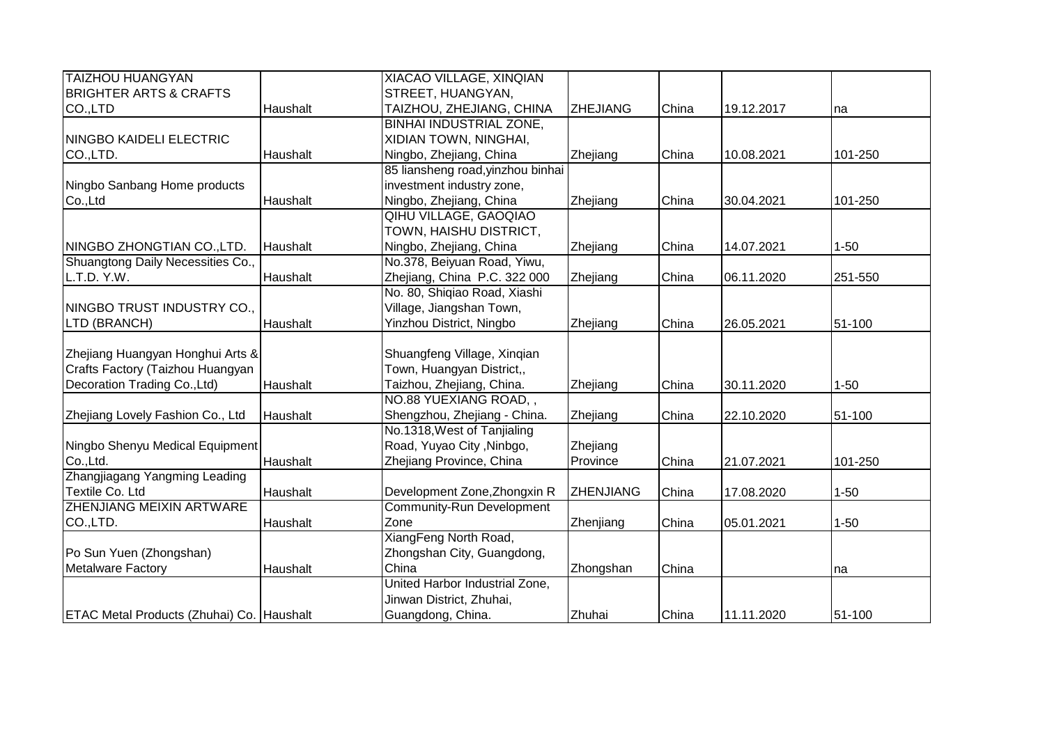| | | | | | | |
|---|---|---|---|---|---|---|
| TAIZHOU HUANGYAN BRIGHTER ARTS & CRAFTS CO.,LTD | Haushalt | XIACAO VILLAGE, XINQIAN STREET, HUANGYAN, TAIZHOU, ZHEJIANG, CHINA | ZHEJIANG | China | 19.12.2017 | na |
| NINGBO KAIDELI ELECTRIC CO.,LTD. | Haushalt | BINHAI INDUSTRIAL ZONE, XIDIAN TOWN, NINGHAI, Ningbo, Zhejiang, China | Zhejiang | China | 10.08.2021 | 101-250 |
| Ningbo Sanbang Home products Co.,Ltd | Haushalt | 85 liansheng road,yinzhou binhai investment industry zone, Ningbo, Zhejiang, China | Zhejiang | China | 30.04.2021 | 101-250 |
| NINGBO ZHONGTIAN CO.,LTD. | Haushalt | QIHU VILLAGE, GAOQIAO TOWN, HAISHU DISTRICT, Ningbo, Zhejiang, China | Zhejiang | China | 14.07.2021 | 1-50 |
| Shuangtong Daily Necessities Co., L.T.D. Y.W. | Haushalt | No.378, Beiyuan Road, Yiwu, Zhejiang, China P.C. 322 000 | Zhejiang | China | 06.11.2020 | 251-550 |
| NINGBO TRUST INDUSTRY CO., LTD (BRANCH) | Haushalt | No. 80, Shiqiao Road, Xiashi Village, Jiangshan Town, Yinzhou District, Ningbo | Zhejiang | China | 26.05.2021 | 51-100 |
| Zhejiang Huangyan Honghui Arts & Crafts Factory (Taizhou Huangyan Decoration Trading Co.,Ltd) | Haushalt | Shuangfeng Village, Xinqian Town, Huangyan District,, Taizhou, Zhejiang, China. | Zhejiang | China | 30.11.2020 | 1-50 |
| Zhejiang Lovely Fashion Co., Ltd | Haushalt | NO.88 YUEXIANG ROAD, , Shengzhou, Zhejiang - China. | Zhejiang | China | 22.10.2020 | 51-100 |
| Ningbo Shenyu Medical Equipment Co.,Ltd. | Haushalt | No.1318,West of Tanjialing Road, Yuyao City ,Ninbgo, Zhejiang Province, China | Zhejiang Province | China | 21.07.2021 | 101-250 |
| Zhangjiagang Yangming Leading Textile Co. Ltd | Haushalt | Development Zone,Zhongxin R | ZHENJIANG | China | 17.08.2020 | 1-50 |
| ZHENJIANG MEIXIN ARTWARE CO.,LTD. | Haushalt | Community-Run Development Zone | Zhenjiang | China | 05.01.2021 | 1-50 |
| Po Sun Yuen (Zhongshan) Metalware Factory | Haushalt | XiangFeng North Road, Zhongshan City, Guangdong, China | Zhongshan | China | | na |
| ETAC Metal Products (Zhuhai) Co. | Haushalt | United Harbor Industrial Zone, Jinwan District, Zhuhai, Guangdong, China. | Zhuhai | China | 11.11.2020 | 51-100 |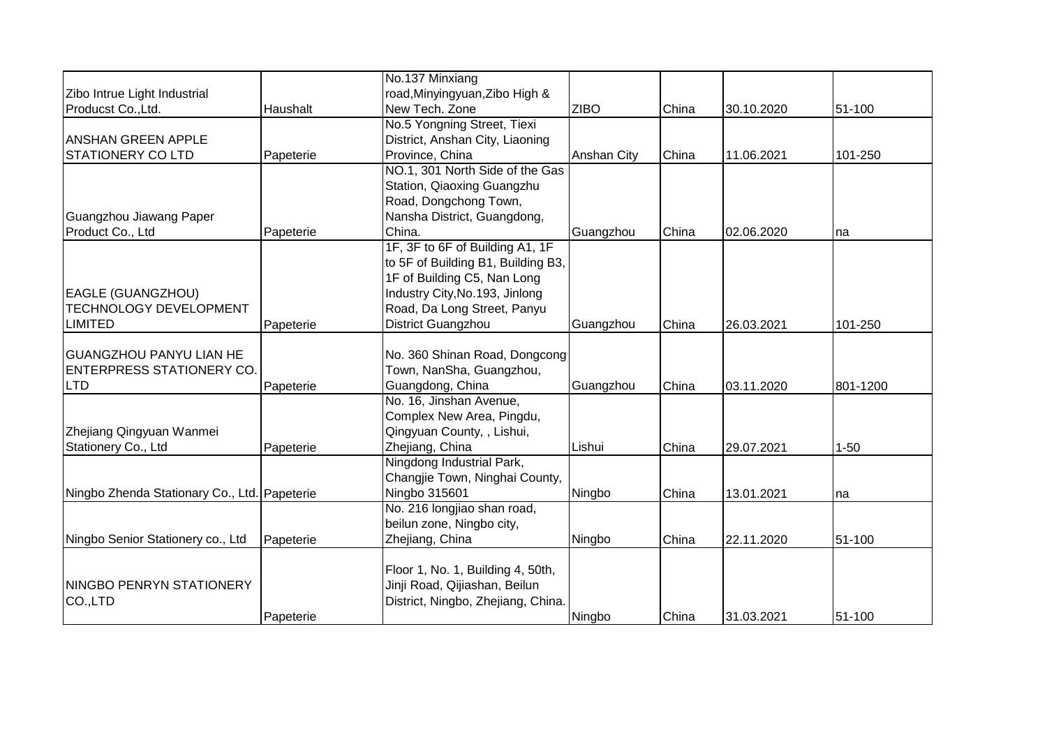| | | | | | | |
|---|---|---|---|---|---|---|
| Zibo Intrue Light Industrial Producst Co.,Ltd. | Haushalt | No.137 Minxiang road,Minyingyuan,Zibo High & New Tech. Zone | ZIBO | China | 30.10.2020 | 51-100 |
| ANSHAN GREEN APPLE STATIONERY CO LTD | Papeterie | No.5 Yongning Street, Tiexi District, Anshan City, Liaoning Province, China | Anshan City | China | 11.06.2021 | 101-250 |
| Guangzhou Jiawang Paper Product Co., Ltd | Papeterie | NO.1, 301 North Side of the Gas Station, Qiaoxing Guangzhu Road, Dongchong Town, Nansha District, Guangdong, China. | Guangzhou | China | 02.06.2020 | na |
| EAGLE (GUANGZHOU) TECHNOLOGY DEVELOPMENT LIMITED | Papeterie | 1F, 3F to 6F of Building A1, 1F to 5F of Building B1, Building B3, 1F of Building C5, Nan Long Industry City,No.193, Jinlong Road, Da Long Street, Panyu District Guangzhou | Guangzhou | China | 26.03.2021 | 101-250 |
| GUANGZHOU PANYU LIAN HE ENTERPRESS STATIONERY CO. LTD | Papeterie | No. 360 Shinan Road, Dongcong Town, NanSha, Guangzhou, Guangdong, China | Guangzhou | China | 03.11.2020 | 801-1200 |
| Zhejiang Qingyuan Wanmei Stationery Co., Ltd | Papeterie | No. 16, Jinshan Avenue, Complex New Area, Pingdu, Qingyuan County, , Lishui, Zhejiang, China | Lishui | China | 29.07.2021 | 1-50 |
| Ningbo Zhenda Stationary Co., Ltd. | Papeterie | Ningdong Industrial Park, Changjie Town, Ninghai County, Ningbo 315601 | Ningbo | China | 13.01.2021 | na |
| Ningbo Senior Stationery co., Ltd | Papeterie | No. 216 longjiao shan road, beilun zone, Ningbo city, Zhejiang, China | Ningbo | China | 22.11.2020 | 51-100 |
| NINGBO PENRYN STATIONERY CO.,LTD | Papeterie | Floor 1, No. 1, Building 4, 50th, Jinji Road, Qijiashan, Beilun District, Ningbo, Zhejiang, China. | Ningbo | China | 31.03.2021 | 51-100 |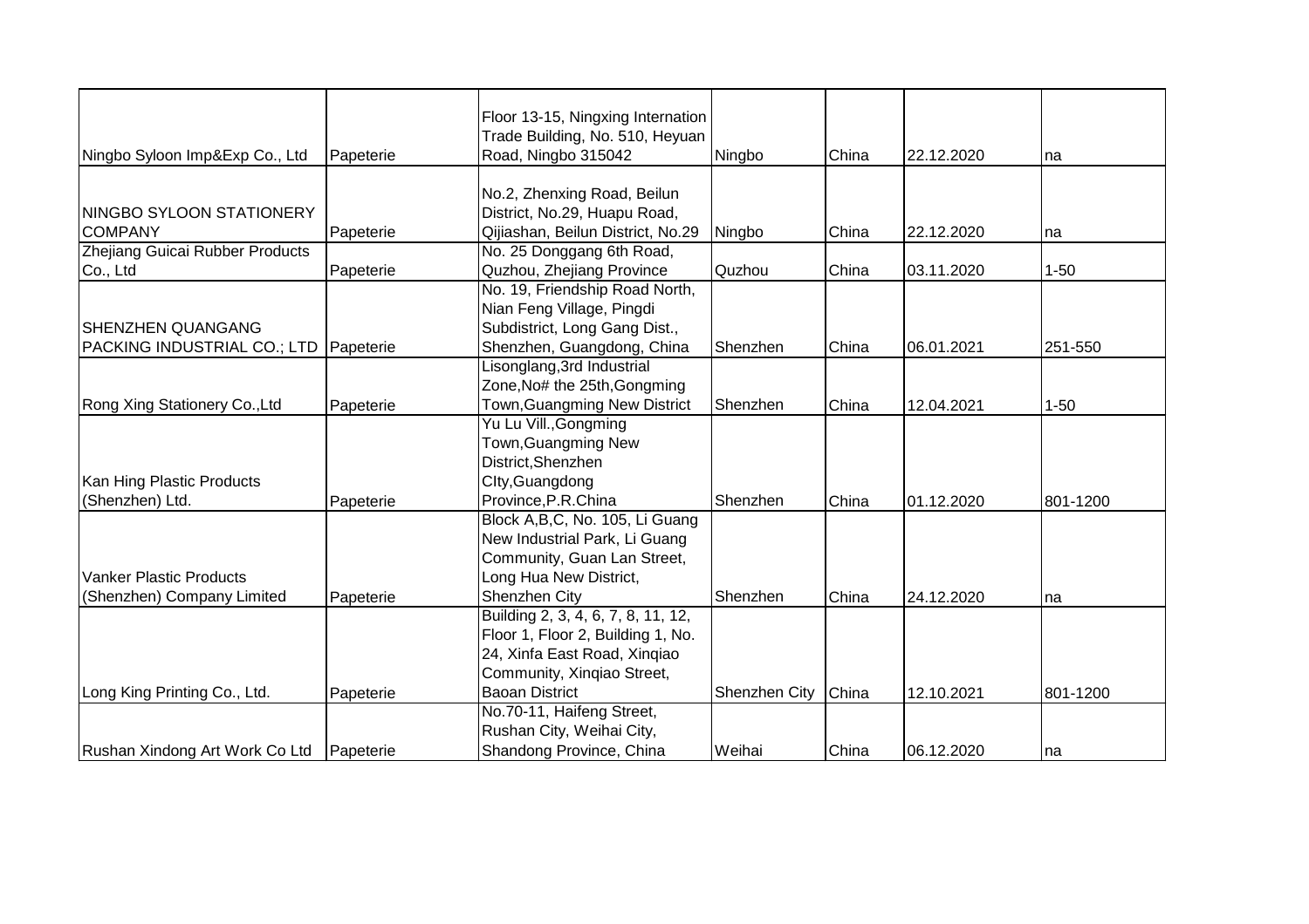| | | | | | | |
|---|---|---|---|---|---|---|
| Ningbo Syloon Imp&Exp Co., Ltd | Papeterie | Floor 13-15, Ningxing Internation Trade Building, No. 510, Heyuan Road, Ningbo 315042 | Ningbo | China | 22.12.2020 | na |
| NINGBO SYLOON STATIONERY COMPANY | Papeterie | No.2, Zhenxing Road, Beilun District, No.29, Huapu Road, Qijiashan, Beilun District, No.29 | Ningbo | China | 22.12.2020 | na |
| Zhejiang Guicai Rubber Products Co., Ltd | Papeterie | No. 25 Donggang 6th Road, Quzhou, Zhejiang Province | Quzhou | China | 03.11.2020 | 1-50 |
| SHENZHEN QUANGANG PACKING INDUSTRIAL CO.; LTD | Papeterie | No. 19, Friendship Road North, Nian Feng Village, Pingdi Subdistrict, Long Gang Dist., Shenzhen, Guangdong, China | Shenzhen | China | 06.01.2021 | 251-550 |
| Rong Xing Stationery Co.,Ltd | Papeterie | Lisonglang,3rd Industrial Zone,No# the 25th,Gongming Town,Guangming New District | Shenzhen | China | 12.04.2021 | 1-50 |
| Kan Hing Plastic Products (Shenzhen) Ltd. | Papeterie | Yu Lu Vill.,Gongming Town,Guangming New District,Shenzhen CIty,Guangdong Province,P.R.China | Shenzhen | China | 01.12.2020 | 801-1200 |
| Vanker Plastic Products (Shenzhen) Company Limited | Papeterie | Block A,B,C, No. 105, Li Guang New Industrial Park, Li Guang Community, Guan Lan Street, Long Hua New District, Shenzhen City | Shenzhen | China | 24.12.2020 | na |
| Long King Printing Co., Ltd. | Papeterie | Building 2, 3, 4, 6, 7, 8, 11, 12, Floor 1, Floor 2, Building 1, No. 24, Xinfa East Road, Xinqiao Community, Xinqiao Street, Baoan District | Shenzhen City | China | 12.10.2021 | 801-1200 |
| Rushan Xindong Art Work Co Ltd | Papeterie | No.70-11, Haifeng Street, Rushan City, Weihai City, Shandong Province, China | Weihai | China | 06.12.2020 | na |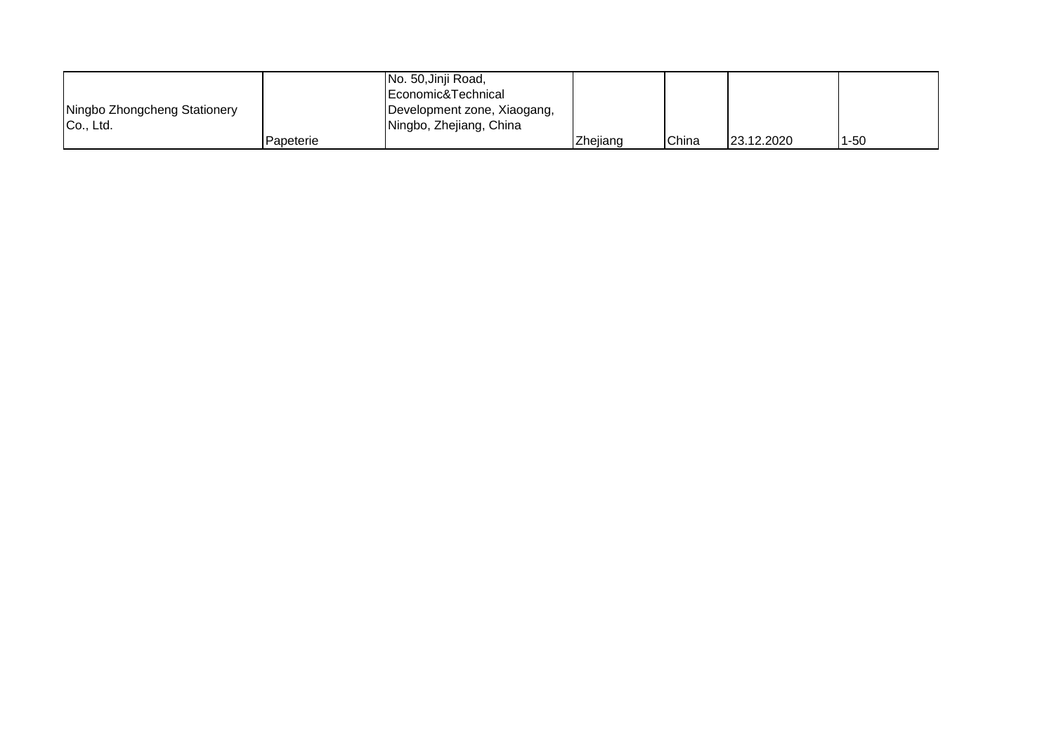| | | | | | | |
|---|---|---|---|---|---|---|
| Ningbo Zhongcheng Stationery Co., Ltd. | Papeterie | No. 50,Jinji Road, Economic&Technical Development zone, Xiaogang, Ningbo, Zhejiang, China | Zhejiang | China | 23.12.2020 | 1-50 |